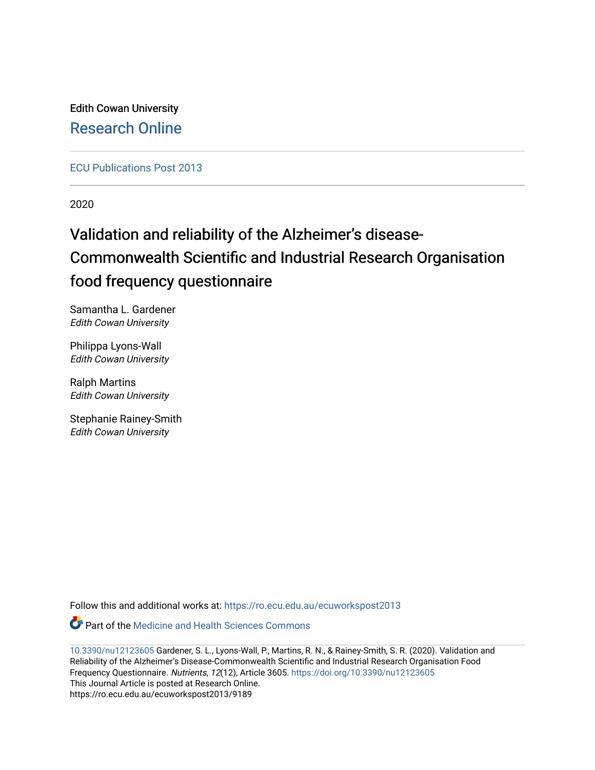Edith Cowan University

Research Online

ECU Publications Post 2013

2020

# Validation and reliability of the Alzheimer's disease-Commonwealth Scientific and Industrial Research Organisation food frequency questionnaire

Samantha L. Gardener
*Edith Cowan University*

Philippa Lyons-Wall
*Edith Cowan University*

Ralph Martins
*Edith Cowan University*

Stephanie Rainey-Smith
*Edith Cowan University*

Follow this and additional works at: https://ro.ecu.edu.au/ecuworkspost2013

Part of the Medicine and Health Sciences Commons

10.3390/nu12123605 Gardener, S. L., Lyons-Wall, P., Martins, R. N., & Rainey-Smith, S. R. (2020). Validation and Reliability of the Alzheimer's Disease-Commonwealth Scientific and Industrial Research Organisation Food Frequency Questionnaire. *Nutrients*, *12*(12), Article 3605. https://doi.org/10.3390/nu12123605
This Journal Article is posted at Research Online.
https://ro.ecu.edu.au/ecuworkspost2013/9189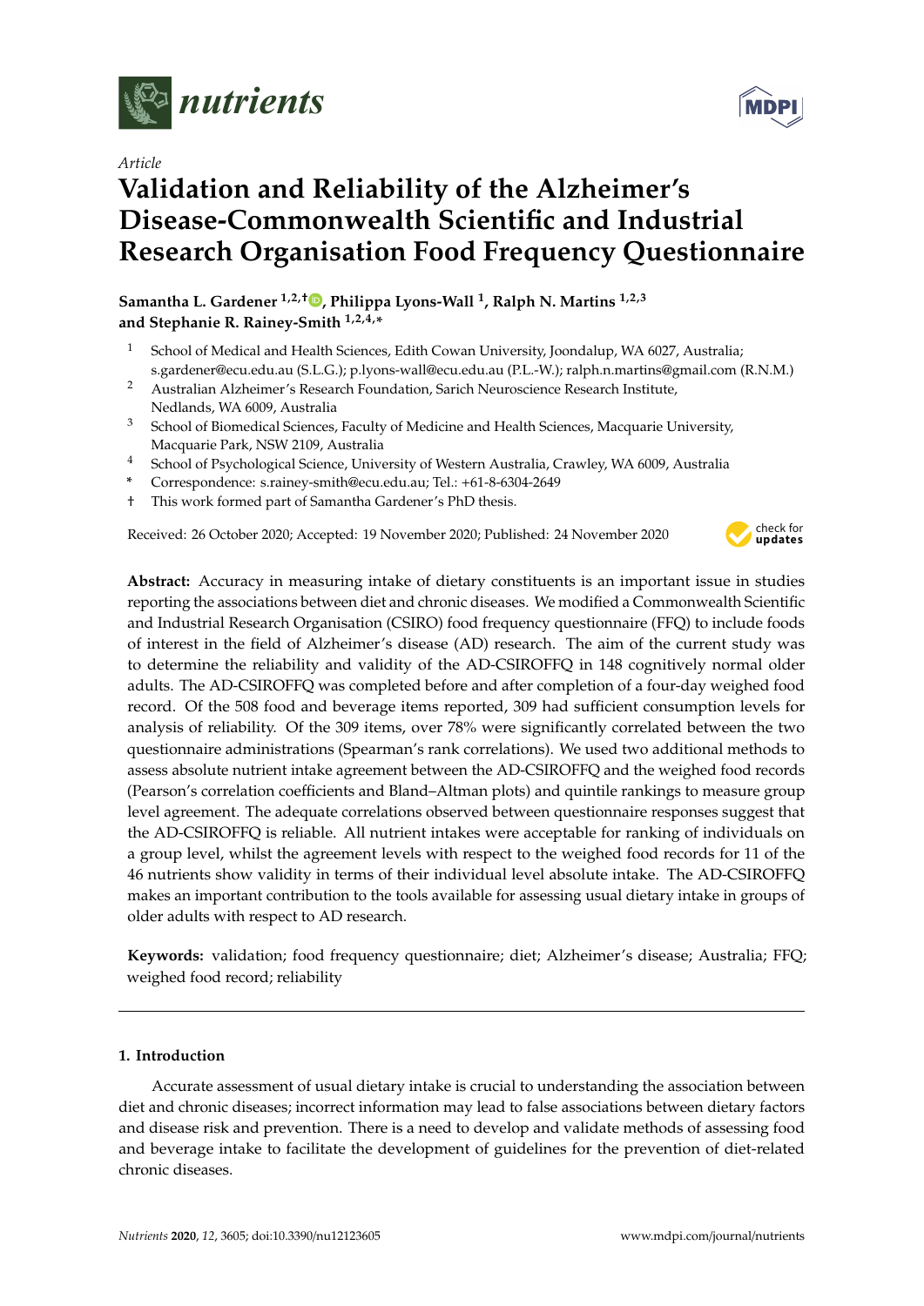# Validation and Reliability of the Alzheimer's Disease-Commonwealth Scientific and Industrial Research Organisation Food Frequency Questionnaire

**Samantha L. Gardener [1,2,†], Philippa Lyons-Wall [1], Ralph N. Martins [1,2,3] and Stephanie R. Rainey-Smith [1,2,4,*]**

[1] School of Medical and Health Sciences, Edith Cowan University, Joondalup, WA 6027, Australia; s.gardener@ecu.edu.au (S.L.G.); p.lyons-wall@ecu.edu.au (P.L.-W.); ralph.n.martins@gmail.com (R.N.M.)

[2] Australian Alzheimer's Research Foundation, Sarich Neuroscience Research Institute, Nedlands, WA 6009, Australia

[3] School of Biomedical Sciences, Faculty of Medicine and Health Sciences, Macquarie University, Macquarie Park, NSW 2109, Australia

[4] School of Psychological Science, University of Western Australia, Crawley, WA 6009, Australia

\* Correspondence: s.rainey-smith@ecu.edu.au; Tel.: +61-8-6304-2649

† This work formed part of Samantha Gardener's PhD thesis.

Received: 26 October 2020; Accepted: 19 November 2020; Published: 24 November 2020

**Abstract:** Accuracy in measuring intake of dietary constituents is an important issue in studies reporting the associations between diet and chronic diseases. We modified a Commonwealth Scientific and Industrial Research Organisation (CSIRO) food frequency questionnaire (FFQ) to include foods of interest in the field of Alzheimer's disease (AD) research. The aim of the current study was to determine the reliability and validity of the AD-CSIROFFQ in 148 cognitively normal older adults. The AD-CSIROFFQ was completed before and after completion of a four-day weighed food record. Of the 508 food and beverage items reported, 309 had sufficient consumption levels for analysis of reliability. Of the 309 items, over 78% were significantly correlated between the two questionnaire administrations (Spearman's rank correlations). We used two additional methods to assess absolute nutrient intake agreement between the AD-CSIROFFQ and the weighed food records (Pearson's correlation coefficients and Bland–Altman plots) and quintile rankings to measure group level agreement. The adequate correlations observed between questionnaire responses suggest that the AD-CSIROFFQ is reliable. All nutrient intakes were acceptable for ranking of individuals on a group level, whilst the agreement levels with respect to the weighed food records for 11 of the 46 nutrients show validity in terms of their individual level absolute intake. The AD-CSIROFFQ makes an important contribution to the tools available for assessing usual dietary intake in groups of older adults with respect to AD research.

**Keywords:** validation; food frequency questionnaire; diet; Alzheimer's disease; Australia; FFQ; weighed food record; reliability

## 1. Introduction

Accurate assessment of usual dietary intake is crucial to understanding the association between diet and chronic diseases; incorrect information may lead to false associations between dietary factors and disease risk and prevention. There is a need to develop and validate methods of assessing food and beverage intake to facilitate the development of guidelines for the prevention of diet-related chronic diseases.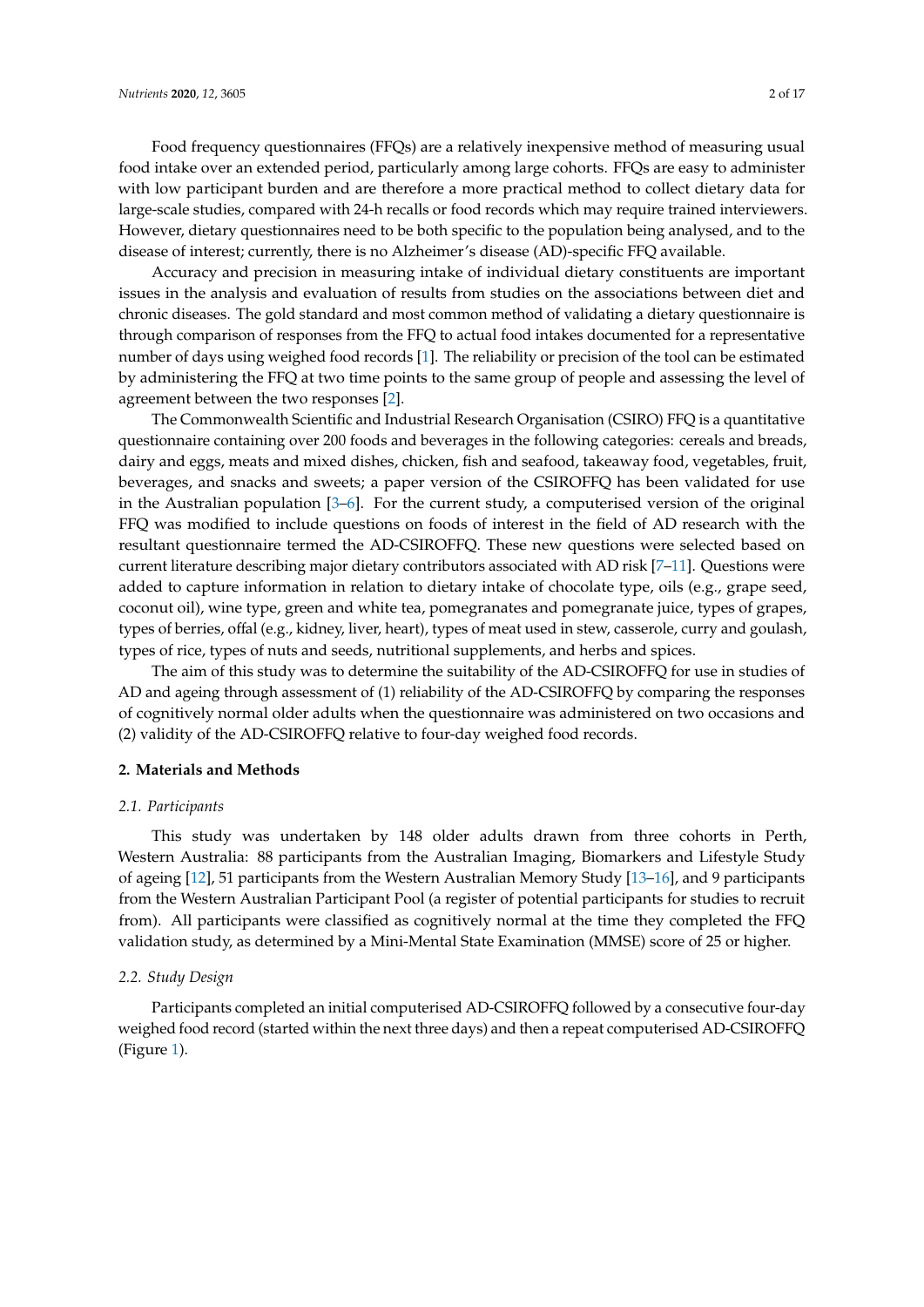Food frequency questionnaires (FFQs) are a relatively inexpensive method of measuring usual food intake over an extended period, particularly among large cohorts. FFQs are easy to administer with low participant burden and are therefore a more practical method to collect dietary data for large-scale studies, compared with 24-h recalls or food records which may require trained interviewers. However, dietary questionnaires need to be both specific to the population being analysed, and to the disease of interest; currently, there is no Alzheimer's disease (AD)-specific FFQ available.

Accuracy and precision in measuring intake of individual dietary constituents are important issues in the analysis and evaluation of results from studies on the associations between diet and chronic diseases. The gold standard and most common method of validating a dietary questionnaire is through comparison of responses from the FFQ to actual food intakes documented for a representative number of days using weighed food records [1]. The reliability or precision of the tool can be estimated by administering the FFQ at two time points to the same group of people and assessing the level of agreement between the two responses [2].

The Commonwealth Scientific and Industrial Research Organisation (CSIRO) FFQ is a quantitative questionnaire containing over 200 foods and beverages in the following categories: cereals and breads, dairy and eggs, meats and mixed dishes, chicken, fish and seafood, takeaway food, vegetables, fruit, beverages, and snacks and sweets; a paper version of the CSIROFFQ has been validated for use in the Australian population [3–6]. For the current study, a computerised version of the original FFQ was modified to include questions on foods of interest in the field of AD research with the resultant questionnaire termed the AD-CSIROFFQ. These new questions were selected based on current literature describing major dietary contributors associated with AD risk [7–11]. Questions were added to capture information in relation to dietary intake of chocolate type, oils (e.g., grape seed, coconut oil), wine type, green and white tea, pomegranates and pomegranate juice, types of grapes, types of berries, offal (e.g., kidney, liver, heart), types of meat used in stew, casserole, curry and goulash, types of rice, types of nuts and seeds, nutritional supplements, and herbs and spices.

The aim of this study was to determine the suitability of the AD-CSIROFFQ for use in studies of AD and ageing through assessment of (1) reliability of the AD-CSIROFFQ by comparing the responses of cognitively normal older adults when the questionnaire was administered on two occasions and (2) validity of the AD-CSIROFFQ relative to four-day weighed food records.

## 2. Materials and Methods

### *2.1. Participants*

This study was undertaken by 148 older adults drawn from three cohorts in Perth, Western Australia: 88 participants from the Australian Imaging, Biomarkers and Lifestyle Study of ageing [12], 51 participants from the Western Australian Memory Study [13–16], and 9 participants from the Western Australian Participant Pool (a register of potential participants for studies to recruit from). All participants were classified as cognitively normal at the time they completed the FFQ validation study, as determined by a Mini-Mental State Examination (MMSE) score of 25 or higher.

### *2.2. Study Design*

Participants completed an initial computerised AD-CSIROFFQ followed by a consecutive four-day weighed food record (started within the next three days) and then a repeat computerised AD-CSIROFFQ (Figure 1).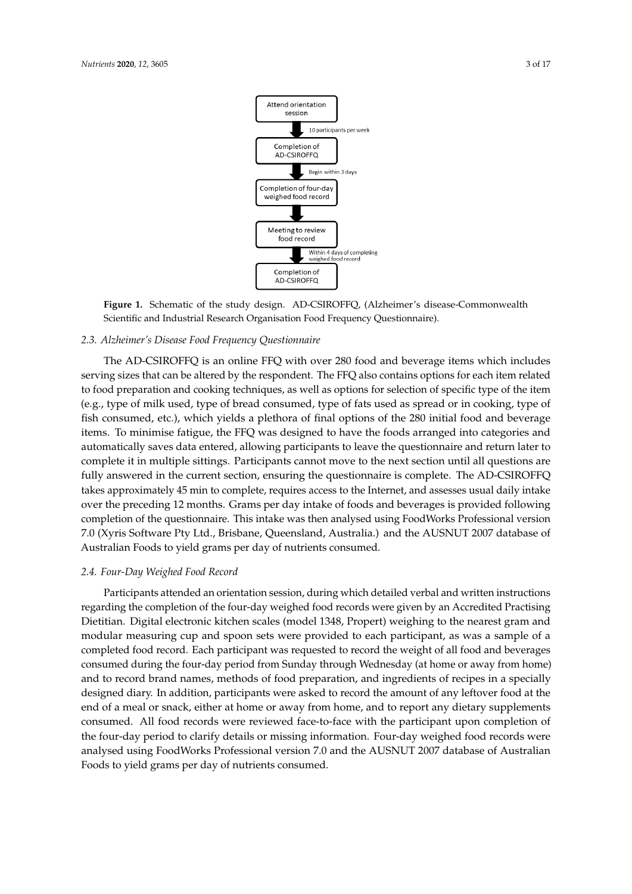Figure 1. Schematic of the study design. AD-CSIROFFQ, (Alzheimer's disease-Commonwealth Scientific and Industrial Research Organisation Food Frequency Questionnaire).

### 2.3. Alzheimer's Disease Food Frequency Questionnaire

The AD-CSIROFFQ is an online FFQ with over 280 food and beverage items which includes serving sizes that can be altered by the respondent. The FFQ also contains options for each item related to food preparation and cooking techniques, as well as options for selection of specific type of the item (e.g., type of milk used, type of bread consumed, type of fats used as spread or in cooking, type of fish consumed, etc.), which yields a plethora of final options of the 280 initial food and beverage items. To minimise fatigue, the FFQ was designed to have the foods arranged into categories and automatically saves data entered, allowing participants to leave the questionnaire and return later to complete it in multiple sittings. Participants cannot move to the next section until all questions are fully answered in the current section, ensuring the questionnaire is complete. The AD-CSIROFFQ takes approximately 45 min to complete, requires access to the Internet, and assesses usual daily intake over the preceding 12 months. Grams per day intake of foods and beverages is provided following completion of the questionnaire. This intake was then analysed using FoodWorks Professional version 7.0 (Xyris Software Pty Ltd., Brisbane, Queensland, Australia.) and the AUSNUT 2007 database of Australian Foods to yield grams per day of nutrients consumed.

### 2.4. Four-Day Weighed Food Record

Participants attended an orientation session, during which detailed verbal and written instructions regarding the completion of the four-day weighed food records were given by an Accredited Practising Dietitian. Digital electronic kitchen scales (model 1348, Propert) weighing to the nearest gram and modular measuring cup and spoon sets were provided to each participant, as was a sample of a completed food record. Each participant was requested to record the weight of all food and beverages consumed during the four-day period from Sunday through Wednesday (at home or away from home) and to record brand names, methods of food preparation, and ingredients of recipes in a specially designed diary. In addition, participants were asked to record the amount of any leftover food at the end of a meal or snack, either at home or away from home, and to report any dietary supplements consumed. All food records were reviewed face-to-face with the participant upon completion of the four-day period to clarify details or missing information. Four-day weighed food records were analysed using FoodWorks Professional version 7.0 and the AUSNUT 2007 database of Australian Foods to yield grams per day of nutrients consumed.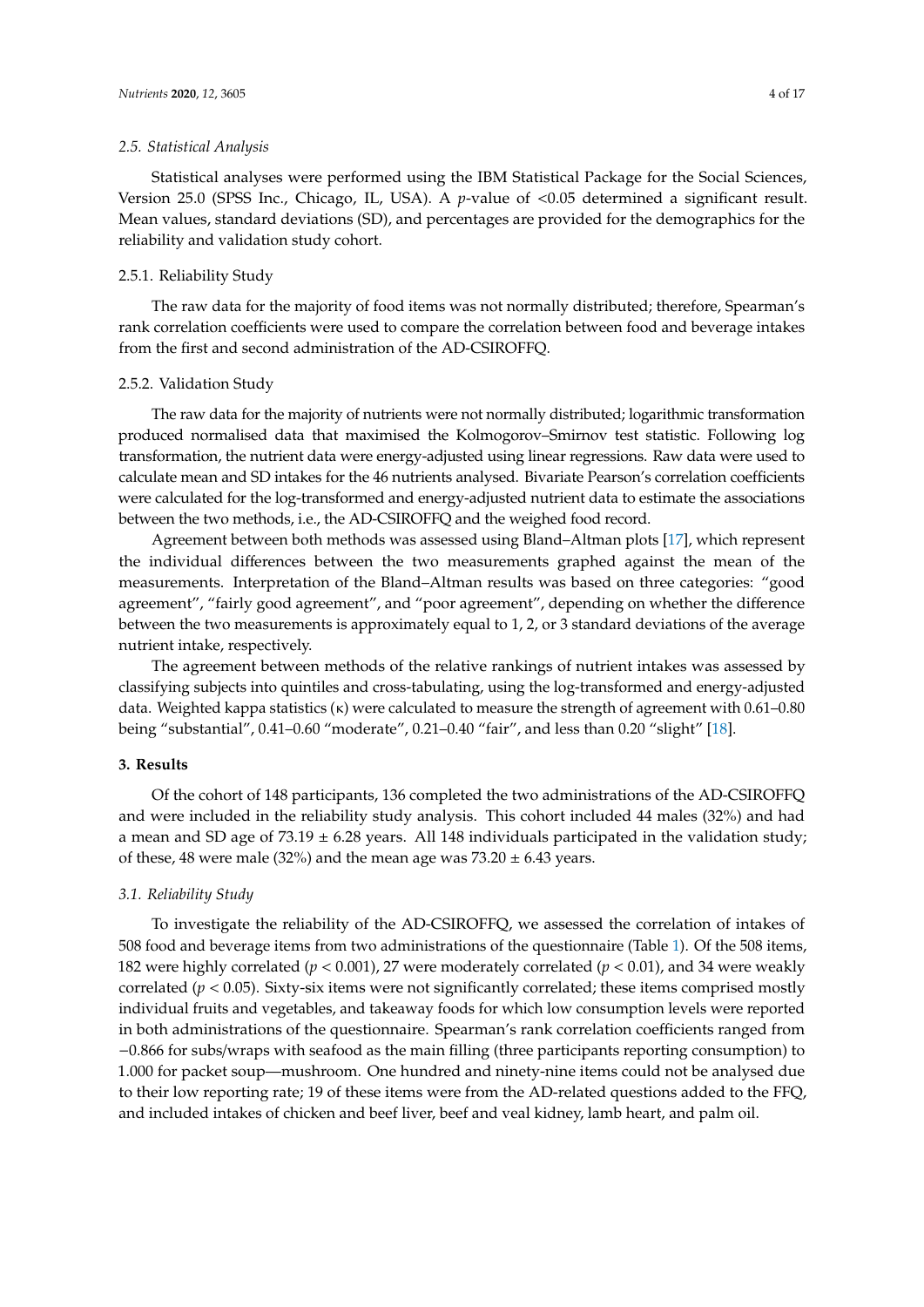### 2.5. Statistical Analysis

Statistical analyses were performed using the IBM Statistical Package for the Social Sciences, Version 25.0 (SPSS Inc., Chicago, IL, USA). A $p$-value of $<0.05$ determined a significant result. Mean values, standard deviations (SD), and percentages are provided for the demographics for the reliability and validation study cohort.

#### 2.5.1. Reliability Study

The raw data for the majority of food items was not normally distributed; therefore, Spearman's rank correlation coefficients were used to compare the correlation between food and beverage intakes from the first and second administration of the AD-CSIROFFQ.

#### 2.5.2. Validation Study

The raw data for the majority of nutrients were not normally distributed; logarithmic transformation produced normalised data that maximised the Kolmogorov–Smirnov test statistic. Following log transformation, the nutrient data were energy-adjusted using linear regressions. Raw data were used to calculate mean and SD intakes for the 46 nutrients analysed. Bivariate Pearson's correlation coefficients were calculated for the log-transformed and energy-adjusted nutrient data to estimate the associations between the two methods, i.e., the AD-CSIROFFQ and the weighed food record.

Agreement between both methods was assessed using Bland–Altman plots [17], which represent the individual differences between the two measurements graphed against the mean of the measurements. Interpretation of the Bland–Altman results was based on three categories: "good agreement", "fairly good agreement", and "poor agreement", depending on whether the difference between the two measurements is approximately equal to 1, 2, or 3 standard deviations of the average nutrient intake, respectively.

The agreement between methods of the relative rankings of nutrient intakes was assessed by classifying subjects into quintiles and cross-tabulating, using the log-transformed and energy-adjusted data. Weighted kappa statistics ($\kappa$) were calculated to measure the strength of agreement with 0.61–0.80 being "substantial", 0.41–0.60 "moderate", 0.21–0.40 "fair", and less than 0.20 "slight" [18].

## 3. Results

Of the cohort of 148 participants, 136 completed the two administrations of the AD-CSIROFFQ and were included in the reliability study analysis. This cohort included 44 males (32%) and had a mean and SD age of 73.19 ± 6.28 years. All 148 individuals participated in the validation study; of these, 48 were male (32%) and the mean age was 73.20 ± 6.43 years.

### 3.1. Reliability Study

To investigate the reliability of the AD-CSIROFFQ, we assessed the correlation of intakes of 508 food and beverage items from two administrations of the questionnaire (Table 1). Of the 508 items, 182 were highly correlated ($p < 0.001$), 27 were moderately correlated ($p < 0.01$), and 34 were weakly correlated ($p < 0.05$). Sixty-six items were not significantly correlated; these items comprised mostly individual fruits and vegetables, and takeaway foods for which low consumption levels were reported in both administrations of the questionnaire. Spearman's rank correlation coefficients ranged from −0.866 for subs/wraps with seafood as the main filling (three participants reporting consumption) to 1.000 for packet soup—mushroom. One hundred and ninety-nine items could not be analysed due to their low reporting rate; 19 of these items were from the AD-related questions added to the FFQ, and included intakes of chicken and beef liver, beef and veal kidney, lamb heart, and palm oil.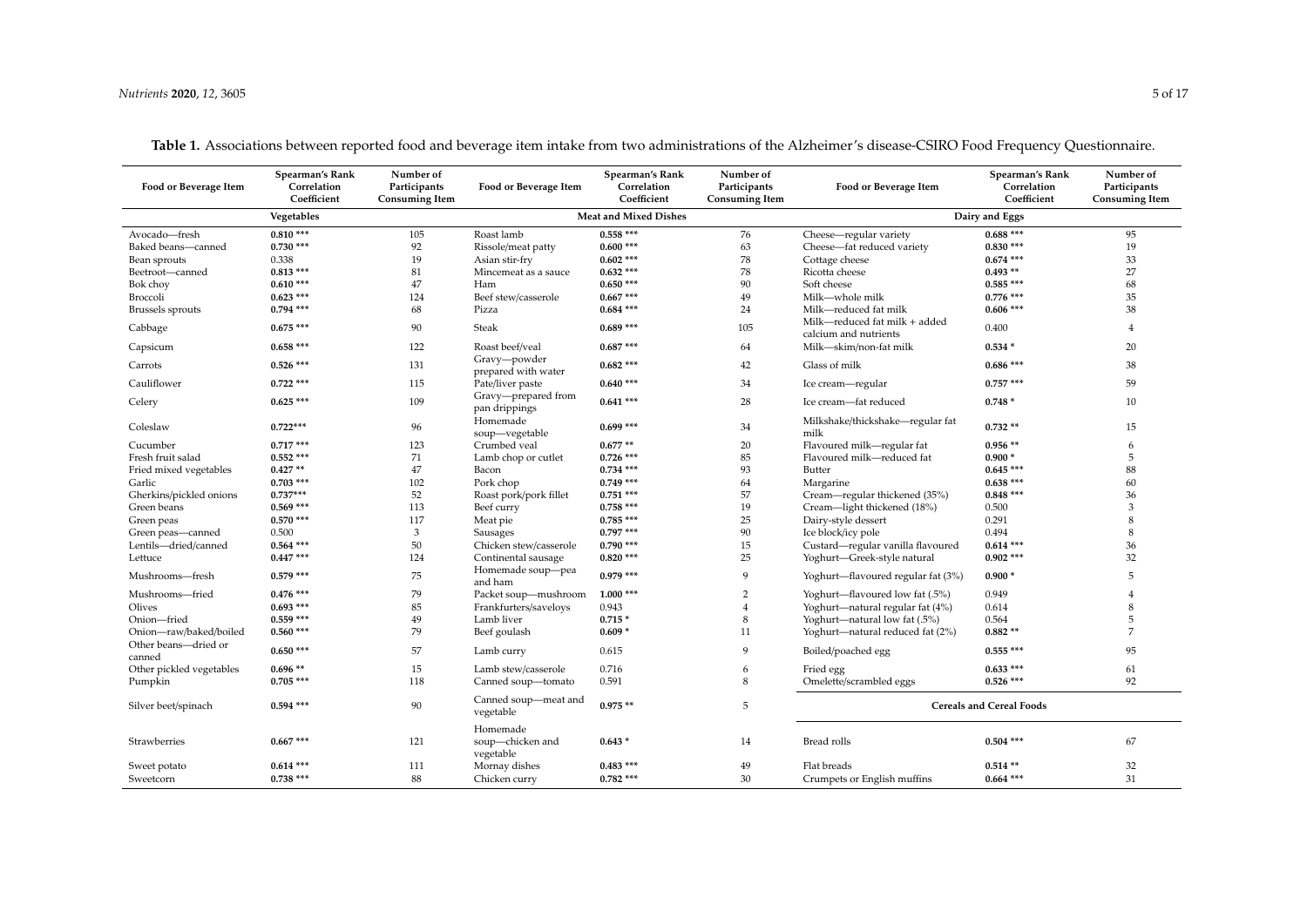**Table 1.** Associations between reported food and beverage item intake from two administrations of the Alzheimer's disease-CSIRO Food Frequency Questionnaire.

| Food or Beverage Item | Spearman's Rank Correlation Coefficient | Number of Participants Consuming Item | Food or Beverage Item | Spearman's Rank Correlation Coefficient | Number of Participants Consuming Item | Food or Beverage Item | Spearman's Rank Correlation Coefficient | Number of Participants Consuming Item |
|---|---|---|---|---|---|---|---|---|
| **Vegetables** | | | **Meat and Mixed Dishes** | | | **Dairy and Eggs** | | |
| Avocado—fresh | **0.810** *** | 105 | Roast lamb | **0.558** *** | 76 | Cheese—regular variety | **0.688** *** | 95 |
| Baked beans—canned | **0.730** *** | 92 | Rissole/meat patty | **0.600** *** | 63 | Cheese—fat reduced variety | **0.830** *** | 19 |
| Bean sprouts | 0.338 | 19 | Asian stir-fry | **0.602** *** | 78 | Cottage cheese | **0.674** *** | 33 |
| Beetroot—canned | **0.813** *** | 81 | Mincemeat as a sauce | **0.632** *** | 78 | Ricotta cheese | **0.493** ** | 27 |
| Bok choy | **0.610** *** | 47 | Ham | **0.650** *** | 90 | Soft cheese | **0.585** *** | 68 |
| Broccoli | **0.623** *** | 124 | Beef stew/casserole | **0.667** *** | 49 | Milk—whole milk | **0.776** *** | 35 |
| Brussels sprouts | **0.794** *** | 68 | Pizza | **0.684** *** | 24 | Milk—reduced fat milk | **0.606** *** | 38 |
| Cabbage | **0.675** *** | 90 | Steak | **0.689** *** | 105 | Milk—reduced fat milk + added calcium and nutrients | 0.400 | 4 |
| Capsicum | **0.658** *** | 122 | Roast beef/veal | **0.687** *** | 64 | Milk—skim/non-fat milk | **0.534** * | 20 |
| Carrots | **0.526** *** | 131 | Gravy—powder prepared with water | **0.682** *** | 42 | Glass of milk | **0.686** *** | 38 |
| Cauliflower | **0.722** *** | 115 | Pate/liver paste | **0.640** *** | 34 | Ice cream—regular | **0.757** *** | 59 |
| Celery | **0.625** *** | 109 | Gravy—prepared from pan drippings | **0.641** *** | 28 | Ice cream—fat reduced | **0.748** * | 10 |
| Coleslaw | **0.722*****| 96 | Homemade soup—vegetable | **0.699** *** | 34 | Milkshake/thickshake—regular fat milk | **0.732** ** | 15 |
| Cucumber | **0.717** *** | 123 | Crumbed veal | **0.677** ** | 20 | Flavoured milk—regular fat | **0.956** ** | 6 |
| Fresh fruit salad | **0.552** *** | 71 | Lamb chop or cutlet | **0.726** *** | 85 | Flavoured milk—reduced fat | **0.900** * | 5 |
| Fried mixed vegetables | **0.427** ** | 47 | Bacon | **0.734** *** | 93 | Butter | **0.645** *** | 88 |
| Garlic | **0.703** *** | 102 | Pork chop | **0.749** *** | 64 | Margarine | **0.638** *** | 60 |
| Gherkins/pickled onions | **0.737*****| 52 | Roast pork/pork fillet | **0.751** *** | 57 | Cream—regular thickened (35%) | **0.848** *** | 36 |
| Green beans | **0.569** *** | 113 | Beef curry | **0.758** *** | 19 | Cream—light thickened (18%) | 0.500 | 3 |
| Green peas | **0.570** *** | 117 | Meat pie | **0.785** *** | 25 | Dairy-style dessert | 0.291 | 8 |
| Green peas—canned | 0.500 | 3 | Sausages | **0.797** *** | 90 | Ice block/icy pole | 0.494 | 8 |
| Lentils—dried/canned | **0.564** *** | 50 | Chicken stew/casserole | **0.790** *** | 15 | Custard—regular vanilla flavoured | **0.614** *** | 36 |
| Lettuce | **0.447** *** | 124 | Continental sausage | **0.820** *** | 25 | Yoghurt—Greek-style natural | **0.902** *** | 32 |
| Mushrooms—fresh | **0.579** *** | 75 | Homemade soup—pea and ham | **0.979** *** | 9 | Yoghurt—flavoured regular fat (3%) | **0.900** * | 5 |
| Mushrooms—fried | **0.476** *** | 79 | Packet soup—mushroom | **1.000** *** | 2 | Yoghurt—flavoured low fat (.5%) | 0.949 | 4 |
| Olives | **0.693** *** | 85 | Frankfurters/saveloys | 0.943 | 4 | Yoghurt—natural regular fat (4%) | 0.614 | 8 |
| Onion—fried | **0.559** *** | 49 | Lamb liver | **0.715** * | 8 | Yoghurt—natural low fat (.5%) | 0.564 | 5 |
| Onion—raw/baked/boiled | **0.560** *** | 79 | Beef goulash | **0.609** * | 11 | Yoghurt—natural reduced fat (2%) | **0.882** ** | 7 |
| Other beans—dried or canned | **0.650** *** | 57 | Lamb curry | 0.615 | 9 | Boiled/poached egg | **0.555** *** | 95 |
| Other pickled vegetables | **0.696** ** | 15 | Lamb stew/casserole | 0.716 | 6 | Fried egg | **0.633** *** | 61 |
| Pumpkin | **0.705** *** | 118 | Canned soup—tomato | 0.591 | 8 | Omelette/scrambled eggs | **0.526** *** | 92 |
| Silver beet/spinach | **0.594** *** | 90 | Canned soup—meat and vegetable | **0.975** ** | 5 | **Cereals and Cereal Foods** | | |
| Strawberries | **0.667** *** | 121 | Homemade soup—chicken and vegetable | **0.643** * | 14 | Bread rolls | **0.504** *** | 67 |
| Sweet potato | **0.614** *** | 111 | Mornay dishes | **0.483** *** | 49 | Flat breads | **0.514** ** | 32 |
| Sweetcorn | **0.738** *** | 88 | Chicken curry | **0.782** *** | 30 | Crumpets or English muffins | **0.664** *** | 31 |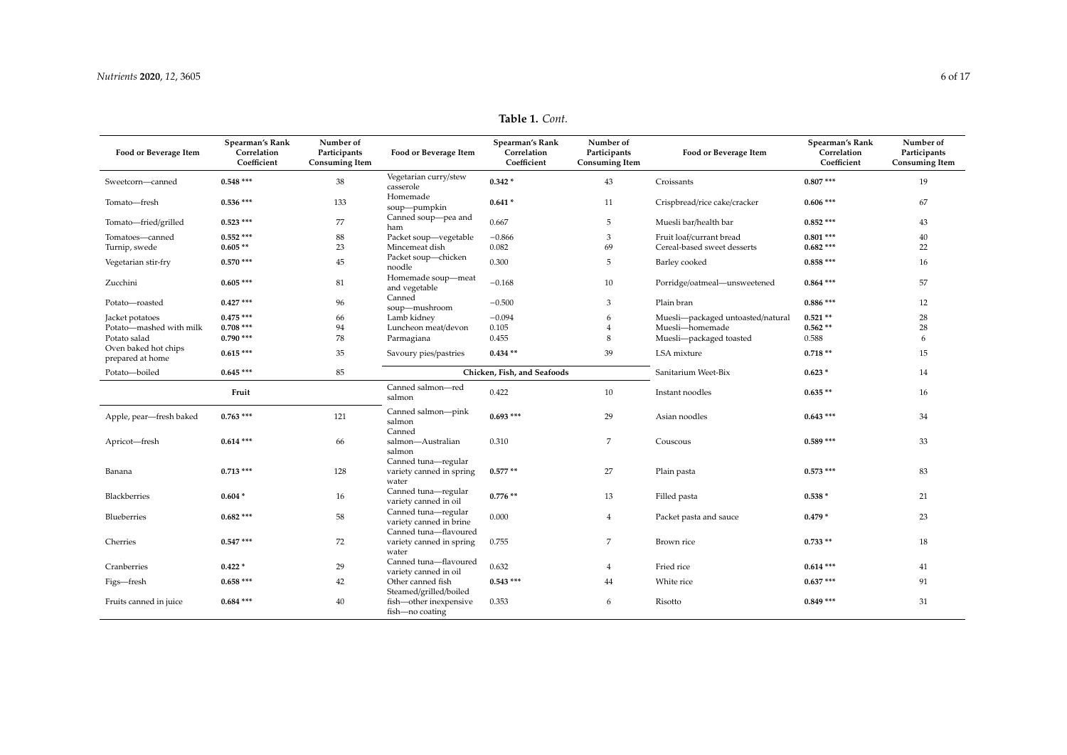**Table 1.** *Cont.*

| Food or Beverage Item | Spearman's Rank Correlation Coefficient | Number of Participants Consuming Item | Food or Beverage Item | Spearman's Rank Correlation Coefficient | Number of Participants Consuming Item | Food or Beverage Item | Spearman's Rank Correlation Coefficient | Number of Participants Consuming Item |
|---|---|---|---|---|---|---|---|---|
| Sweetcorn—canned | **0.548 \*\*\*** | 38 | Vegetarian curry/stew casserole | **0.342 \*** | 43 | Croissants | **0.807 \*\*\*** | 19 |
| Tomato—fresh | **0.536 \*\*\*** | 133 | Homemade soup—pumpkin | **0.641 \*** | 11 | Crispbread/rice cake/cracker | **0.606 \*\*\*** | 67 |
| Tomato—fried/grilled | **0.523 \*\*\*** | 77 | Canned soup—pea and ham | 0.667 | 5 | Muesli bar/health bar | **0.852 \*\*\*** | 43 |
| Tomatoes—canned | **0.552 \*\*\*** | 88 | Packet soup—vegetable | −0.866 | 3 | Fruit loaf/currant bread | **0.801 \*\*\*** | 40 |
| Turnip, swede | **0.605 \*\*** | 23 | Mincemeat dish | 0.082 | 69 | Cereal-based sweet desserts | **0.682 \*\*\*** | 22 |
| Vegetarian stir-fry | **0.570 \*\*\*** | 45 | Packet soup—chicken noodle | 0.300 | 5 | Barley cooked | **0.858 \*\*\*** | 16 |
| Zucchini | **0.605 \*\*\*** | 81 | Homemade soup—meat and vegetable | −0.168 | 10 | Porridge/oatmeal—unsweetened | **0.864 \*\*\*** | 57 |
| Potato—roasted | **0.427 \*\*\*** | 96 | Canned soup—mushroom | −0.500 | 3 | Plain bran | **0.886 \*\*\*** | 12 |
| Jacket potatoes | **0.475 \*\*\*** | 66 | Lamb kidney | −0.094 | 6 | Muesli—packaged untoasted/natural | **0.521 \*\*** | 28 |
| Potato—mashed with milk | **0.708 \*\*\*** | 94 | Luncheon meat/devon | 0.105 | 4 | Muesli—homemade | **0.562 \*\*** | 28 |
| Potato salad | **0.790 \*\*\*** | 78 | Parmagiana | 0.455 | 8 | Muesli—packaged toasted | 0.588 | 6 |
| Oven baked hot chips prepared at home | **0.615 \*\*\*** | 35 | Savoury pies/pastries | **0.434 \*\*** | 39 | LSA mixture | **0.718 \*\*** | 15 |
| Potato—boiled | **0.645 \*\*\*** | 85 | **Chicken, Fish, and Seafoods** | | | Sanitarium Weet-Bix | **0.623 \*** | 14 |
| **Fruit** | | | Canned salmon—red salmon | 0.422 | 10 | Instant noodles | **0.635 \*\*** | 16 |
| Apple, pear—fresh baked | **0.763 \*\*\*** | 121 | Canned salmon—pink salmon | **0.693 \*\*\*** | 29 | Asian noodles | **0.643 \*\*\*** | 34 |
| Apricot—fresh | **0.614 \*\*\*** | 66 | Canned salmon—Australian salmon | 0.310 | 7 | Couscous | **0.589 \*\*\*** | 33 |
| Banana | **0.713 \*\*\*** | 128 | Canned tuna—regular variety canned in spring water | **0.577 \*\*** | 27 | Plain pasta | **0.573 \*\*\*** | 83 |
| Blackberries | **0.604 \*** | 16 | Canned tuna—regular variety canned in oil | **0.776 \*\*** | 13 | Filled pasta | **0.538 \*** | 21 |
| Blueberries | **0.682 \*\*\*** | 58 | Canned tuna—regular variety canned in brine | 0.000 | 4 | Packet pasta and sauce | **0.479 \*** | 23 |
| Cherries | **0.547 \*\*\*** | 72 | Canned tuna—flavoured variety canned in spring water | 0.755 | 7 | Brown rice | **0.733 \*\*** | 18 |
| Cranberries | **0.422 \*** | 29 | Canned tuna—flavoured variety canned in oil | 0.632 | 4 | Fried rice | **0.614 \*\*\*** | 41 |
| Figs—fresh | **0.658 \*\*\*** | 42 | Other canned fish | **0.543 \*\*\*** | 44 | White rice | **0.637 \*\*\*** | 91 |
| Fruits canned in juice | **0.684 \*\*\*** | 40 | Steamed/grilled/boiled fish—other inexpensive fish—no coating | 0.353 | 6 | Risotto | **0.849 \*\*\*** | 31 |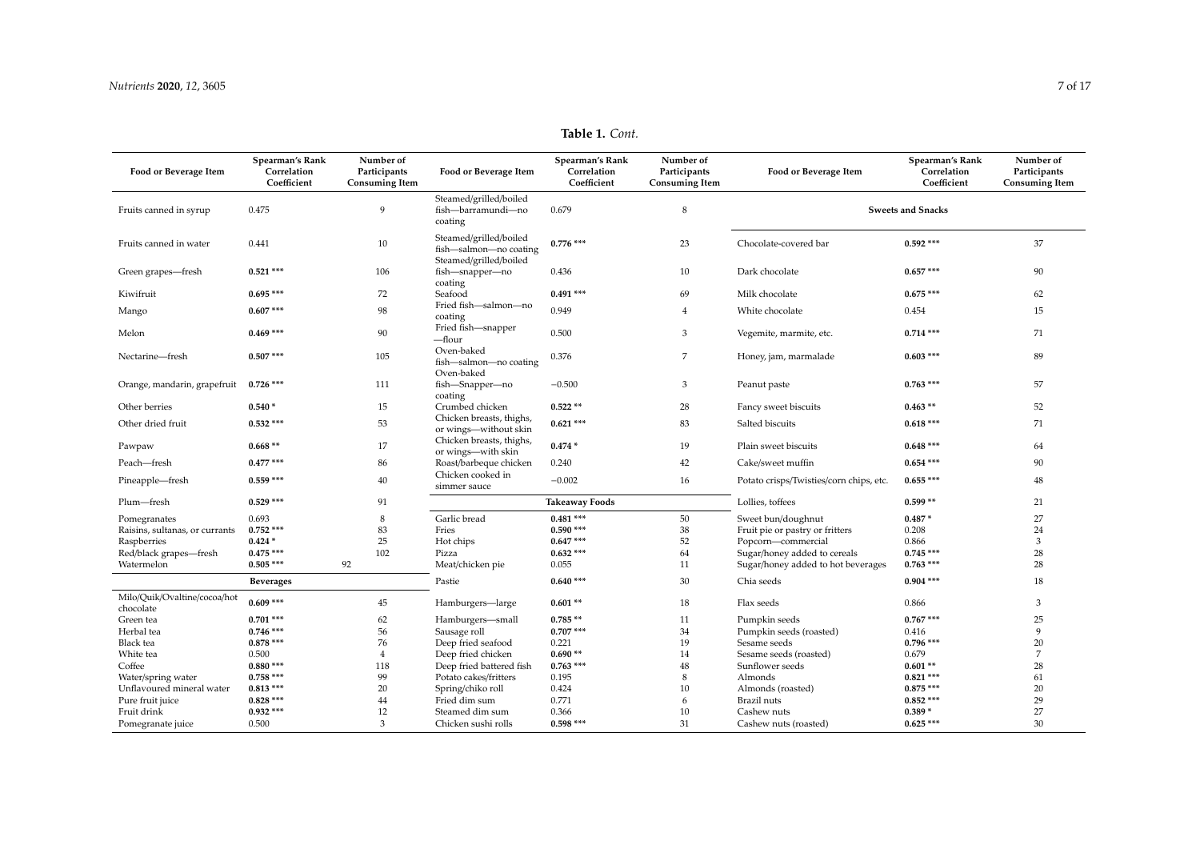**Table 1.** *Cont.*

| Food or Beverage Item | Spearman's Rank Correlation Coefficient | Number of Participants Consuming Item | Food or Beverage Item | Spearman's Rank Correlation Coefficient | Number of Participants Consuming Item | Food or Beverage Item | Spearman's Rank Correlation Coefficient | Number of Participants Consuming Item |
|---|---|---|---|---|---|---|---|---|
| Fruits canned in syrup | 0.475 | 9 | Steamed/grilled/boiled fish—barramundi—no coating | 0.679 | 8 | **Sweets and Snacks** | | |
| Fruits canned in water | 0.441 | 10 | Steamed/grilled/boiled fish—salmon—no coating | **0.776** *** | 23 | Chocolate-covered bar | **0.592** *** | 37 |
| Green grapes—fresh | **0.521** *** | 106 | Steamed/grilled/boiled fish—snapper—no coating | 0.436 | 10 | Dark chocolate | **0.657** *** | 90 |
| Kiwifruit | **0.695** *** | 72 | Seafood | **0.491** *** | 69 | Milk chocolate | **0.675** *** | 62 |
| Mango | **0.607** *** | 98 | Fried fish—salmon—no coating | 0.949 | 4 | White chocolate | 0.454 | 15 |
| Melon | **0.469** *** | 90 | Fried fish—snapper—flour | 0.500 | 3 | Vegemite, marmite, etc. | **0.714** *** | 71 |
| Nectarine—fresh | **0.507** *** | 105 | Oven-baked fish—salmon—no coating | 0.376 | 7 | Honey, jam, marmalade | **0.603** *** | 89 |
| Orange, mandarin, grapefruit | **0.726** *** | 111 | Oven-baked fish—Snapper—no coating | −0.500 | 3 | Peanut paste | **0.763** *** | 57 |
| Other berries | **0.540** * | 15 | Crumbed chicken | **0.522** ** | 28 | Fancy sweet biscuits | **0.463** ** | 52 |
| Other dried fruit | **0.532** *** | 53 | Chicken breasts, thighs, or wings—without skin | **0.621** *** | 83 | Salted biscuits | **0.618** *** | 71 |
| Pawpaw | **0.668** ** | 17 | Chicken breasts, thighs, or wings—with skin | **0.474** * | 19 | Plain sweet biscuits | **0.648** *** | 64 |
| Peach—fresh | **0.477** *** | 86 | Roast/barbeque chicken | 0.240 | 42 | Cake/sweet muffin | **0.654** *** | 90 |
| Pineapple—fresh | **0.559** *** | 40 | Chicken cooked in simmer sauce | −0.002 | 16 | Potato crisps/Twisties/corn chips, etc. | **0.655** *** | 48 |
| Plum—fresh | **0.529** *** | 91 | **Takeaway Foods** | | | Lollies, toffees | **0.599** ** | 21 |
| Pomegranates | 0.693 | 8 | Garlic bread | **0.481** *** | 50 | Sweet bun/doughnut | **0.487** * | 27 |
| Raisins, sultanas, or currants | **0.752** *** | 83 | Fries | **0.590** *** | 38 | Fruit pie or pastry or fritters | 0.208 | 24 |
| Raspberries | **0.424** * | 25 | Hot chips | **0.647** *** | 52 | Popcorn—commercial | 0.866 | 3 |
| Red/black grapes—fresh | **0.475** *** | 102 | Pizza | **0.632** *** | 64 | Sugar/honey added to cereals | **0.745** *** | 28 |
| Watermelon | **0.505** *** | 92 | Meat/chicken pie | 0.055 | 11 | Sugar/honey added to hot beverages | **0.763** *** | 28 |
| **Beverages** | | | Pastie | **0.640** *** | 30 | Chia seeds | **0.904** *** | 18 |
| Milo/Quik/Ovaltine/cocoa/hot chocolate | **0.609** *** | 45 | Hamburgers—large | **0.601** ** | 18 | Flax seeds | 0.866 | 3 |
| Green tea | **0.701** *** | 62 | Hamburgers—small | **0.785** ** | 11 | Pumpkin seeds | **0.767** *** | 25 |
| Herbal tea | **0.746** *** | 56 | Sausage roll | **0.707** *** | 34 | Pumpkin seeds (roasted) | 0.416 | 9 |
| Black tea | **0.878** *** | 76 | Deep fried seafood | 0.221 | 19 | Sesame seeds | **0.796** *** | 20 |
| White tea | 0.500 | 4 | Deep fried chicken | **0.690** ** | 14 | Sesame seeds (roasted) | 0.679 | 7 |
| Coffee | **0.880** *** | 118 | Deep fried battered fish | **0.763** *** | 48 | Sunflower seeds | **0.601** ** | 28 |
| Water/spring water | **0.758** *** | 99 | Potato cakes/fritters | 0.195 | 8 | Almonds | **0.821** *** | 61 |
| Unflavoured mineral water | **0.813** *** | 20 | Spring/chiko roll | 0.424 | 10 | Almonds (roasted) | **0.875** *** | 20 |
| Pure fruit juice | **0.828** *** | 44 | Fried dim sum | 0.771 | 6 | Brazil nuts | **0.852** *** | 29 |
| Fruit drink | **0.932** *** | 12 | Steamed dim sum | 0.366 | 10 | Cashew nuts | **0.389** * | 27 |
| Pomegranate juice | 0.500 | 3 | Chicken sushi rolls | **0.598** *** | 31 | Cashew nuts (roasted) | **0.625** *** | 30 |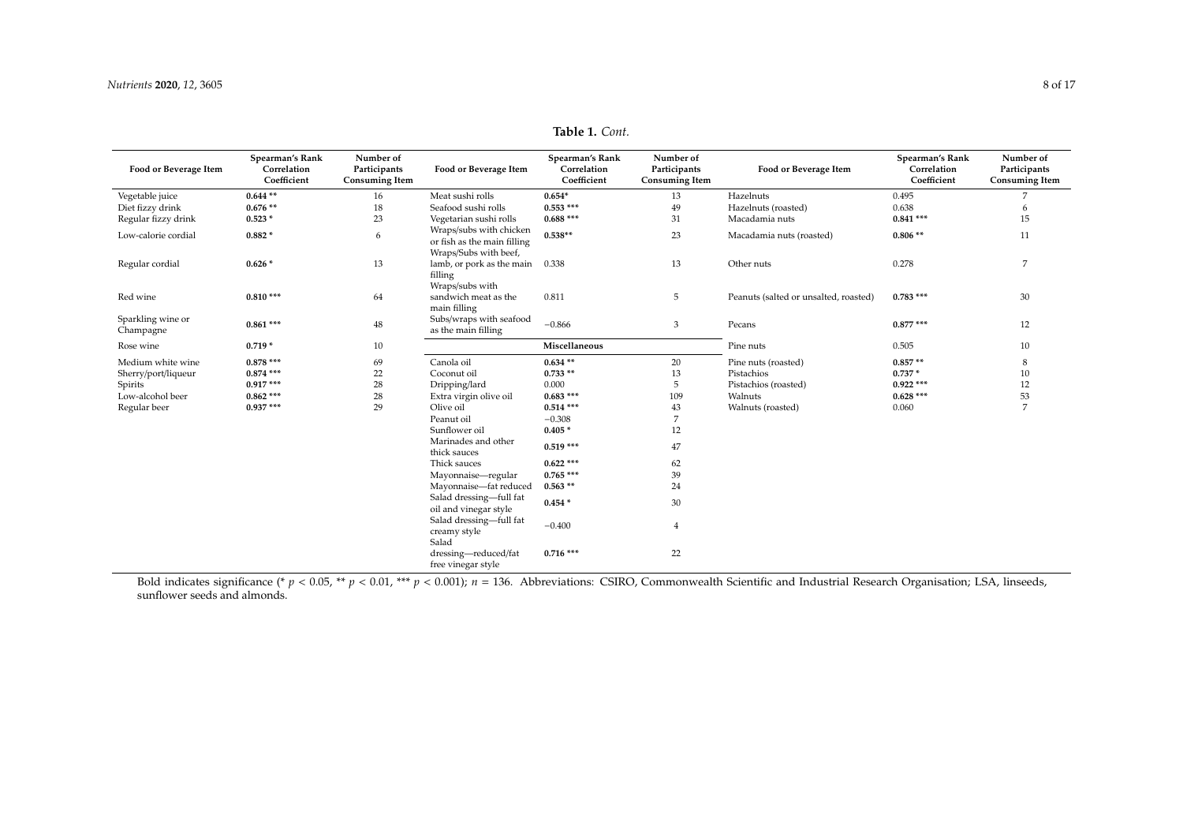**Table 1.** *Cont.*

| Food or Beverage Item | Spearman's Rank Correlation Coefficient | Number of Participants Consuming Item | Food or Beverage Item | Spearman's Rank Correlation Coefficient | Number of Participants Consuming Item | Food or Beverage Item | Spearman's Rank Correlation Coefficient | Number of Participants Consuming Item |
|---|---|---|---|---|---|---|---|---|
| Vegetable juice | **0.644 \*\*** | 16 | Meat sushi rolls | **0.654\*** | 13 | Hazelnuts | 0.495 | 7 |
| Diet fizzy drink | **0.676 \*\*** | 18 | Seafood sushi rolls | **0.553 \*\*\*** | 49 | Hazelnuts (roasted) | 0.638 | 6 |
| Regular fizzy drink | **0.523 \*** | 23 | Vegetarian sushi rolls | **0.688 \*\*\*** | 31 | Macadamia nuts | **0.841 \*\*\*** | 15 |
| Low-calorie cordial | **0.882 \*** | 6 | Wraps/subs with chicken or fish as the main filling | **0.538\*\*** | 23 | Macadamia nuts (roasted) | **0.806 \*\*** | 11 |
| Regular cordial | **0.626 \*** | 13 | Wraps/Subs with beef, lamb, or pork as the main filling | 0.338 | 13 | Other nuts | 0.278 | 7 |
| Red wine | **0.810 \*\*\*** | 64 | Wraps/subs with sandwich meat as the main filling | 0.811 | 5 | Peanuts (salted or unsalted, roasted) | **0.783 \*\*\*** | 30 |
| Sparkling wine or Champagne | **0.861 \*\*\*** | 48 | Subs/wraps with seafood as the main filling | −0.866 | 3 | Pecans | **0.877 \*\*\*** | 12 |
| Rose wine | **0.719 \*** | 10 | **Miscellaneous** | | | Pine nuts | 0.505 | 10 |
| Medium white wine | **0.878 \*\*\*** | 69 | Canola oil | **0.634 \*\*** | 20 | Pine nuts (roasted) | **0.857 \*\*** | 8 |
| Sherry/port/liqueur | **0.874 \*\*\*** | 22 | Coconut oil | **0.733 \*\*** | 13 | Pistachios | **0.737 \*** | 10 |
| Spirits | **0.917 \*\*\*** | 28 | Dripping/lard | 0.000 | 5 | Pistachios (roasted) | **0.922 \*\*\*** | 12 |
| Low-alcohol beer | **0.862 \*\*\*** | 28 | Extra virgin olive oil | **0.683 \*\*\*** | 109 | Walnuts | **0.628 \*\*\*** | 53 |
| Regular beer | **0.937 \*\*\*** | 29 | Olive oil | **0.514 \*\*\*** | 43 | Walnuts (roasted) | 0.060 | 7 |
| | | | Peanut oil | −0.308 | 7 | | | |
| | | | Sunflower oil | **0.405 \*** | 12 | | | |
| | | | Marinades and other thick sauces | **0.519 \*\*\*** | 47 | | | |
| | | | Thick sauces | **0.622 \*\*\*** | 62 | | | |
| | | | Mayonnaise—regular | **0.765 \*\*\*** | 39 | | | |
| | | | Mayonnaise—fat reduced | **0.563 \*\*** | 24 | | | |
| | | | Salad dressing—full fat oil and vinegar style | **0.454 \*** | 30 | | | |
| | | | Salad dressing—full fat creamy style | −0.400 | 4 | | | |
| | | | Salad dressing—reduced/fat free vinegar style | **0.716 \*\*\*** | 22 | | | |

Bold indicates significance (* $p < 0.05$, ** $p < 0.01$, *** $p < 0.001$); $n = 136$. Abbreviations: CSIRO, Commonwealth Scientific and Industrial Research Organisation; LSA, linseeds, sunflower seeds and almonds.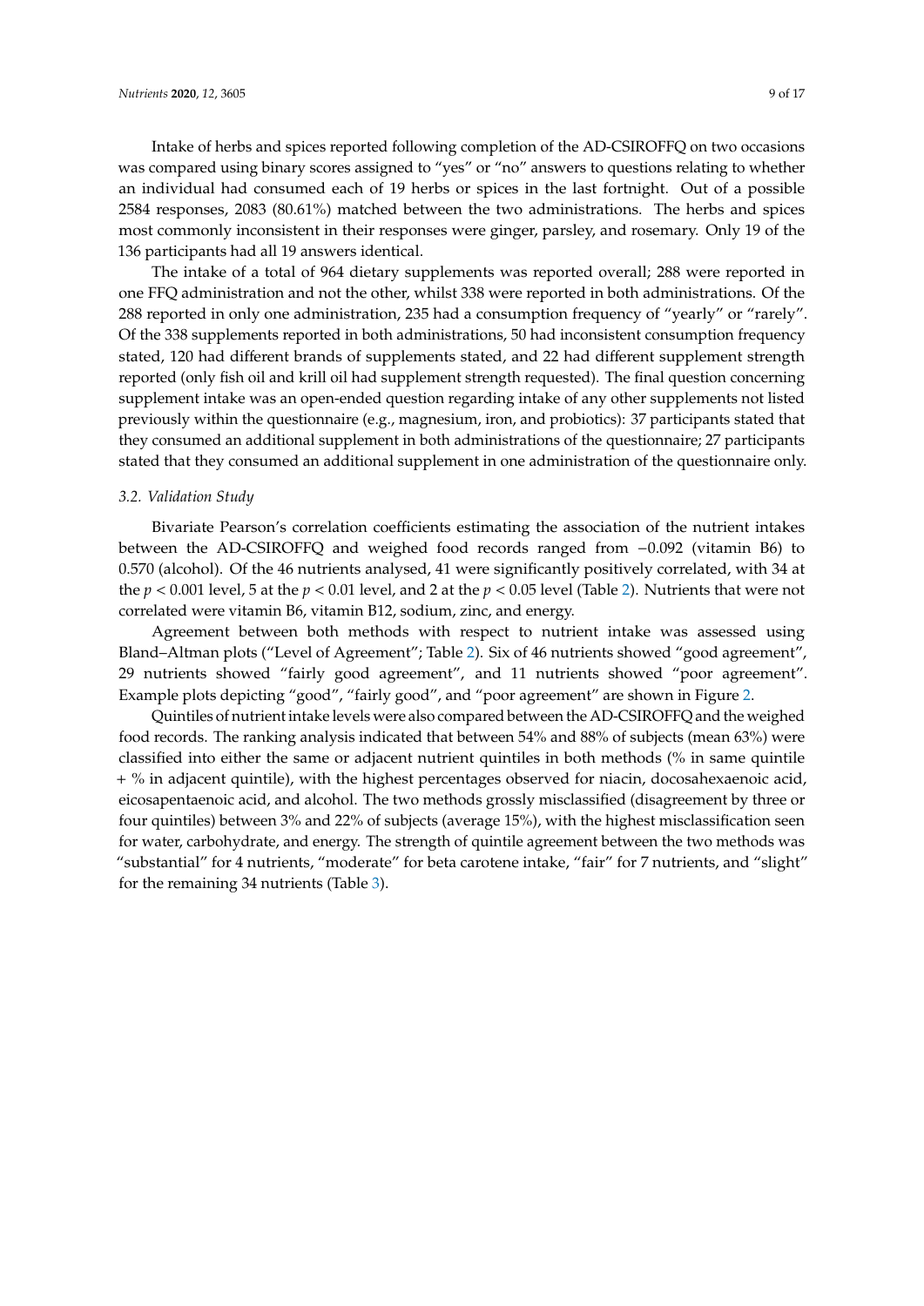Intake of herbs and spices reported following completion of the AD-CSIROFFQ on two occasions was compared using binary scores assigned to "yes" or "no" answers to questions relating to whether an individual had consumed each of 19 herbs or spices in the last fortnight. Out of a possible 2584 responses, 2083 (80.61%) matched between the two administrations. The herbs and spices most commonly inconsistent in their responses were ginger, parsley, and rosemary. Only 19 of the 136 participants had all 19 answers identical.

The intake of a total of 964 dietary supplements was reported overall; 288 were reported in one FFQ administration and not the other, whilst 338 were reported in both administrations. Of the 288 reported in only one administration, 235 had a consumption frequency of "yearly" or "rarely". Of the 338 supplements reported in both administrations, 50 had inconsistent consumption frequency stated, 120 had different brands of supplements stated, and 22 had different supplement strength reported (only fish oil and krill oil had supplement strength requested). The final question concerning supplement intake was an open-ended question regarding intake of any other supplements not listed previously within the questionnaire (e.g., magnesium, iron, and probiotics): 37 participants stated that they consumed an additional supplement in both administrations of the questionnaire; 27 participants stated that they consumed an additional supplement in one administration of the questionnaire only.

### *3.2. Validation Study*

Bivariate Pearson's correlation coefficients estimating the association of the nutrient intakes between the AD-CSIROFFQ and weighed food records ranged from −0.092 (vitamin B6) to 0.570 (alcohol). Of the 46 nutrients analysed, 41 were significantly positively correlated, with 34 at the $p < 0.001$ level, 5 at the $p < 0.01$ level, and 2 at the $p < 0.05$ level (Table 2). Nutrients that were not correlated were vitamin B6, vitamin B12, sodium, zinc, and energy.

Agreement between both methods with respect to nutrient intake was assessed using Bland–Altman plots ("Level of Agreement"; Table 2). Six of 46 nutrients showed "good agreement", 29 nutrients showed "fairly good agreement", and 11 nutrients showed "poor agreement". Example plots depicting "good", "fairly good", and "poor agreement" are shown in Figure 2.

Quintiles of nutrient intake levels were also compared between the AD-CSIROFFQ and the weighed food records. The ranking analysis indicated that between 54% and 88% of subjects (mean 63%) were classified into either the same or adjacent nutrient quintiles in both methods (% in same quintile + % in adjacent quintile), with the highest percentages observed for niacin, docosahexaenoic acid, eicosapentaenoic acid, and alcohol. The two methods grossly misclassified (disagreement by three or four quintiles) between 3% and 22% of subjects (average 15%), with the highest misclassification seen for water, carbohydrate, and energy. The strength of quintile agreement between the two methods was "substantial" for 4 nutrients, "moderate" for beta carotene intake, "fair" for 7 nutrients, and "slight" for the remaining 34 nutrients (Table 3).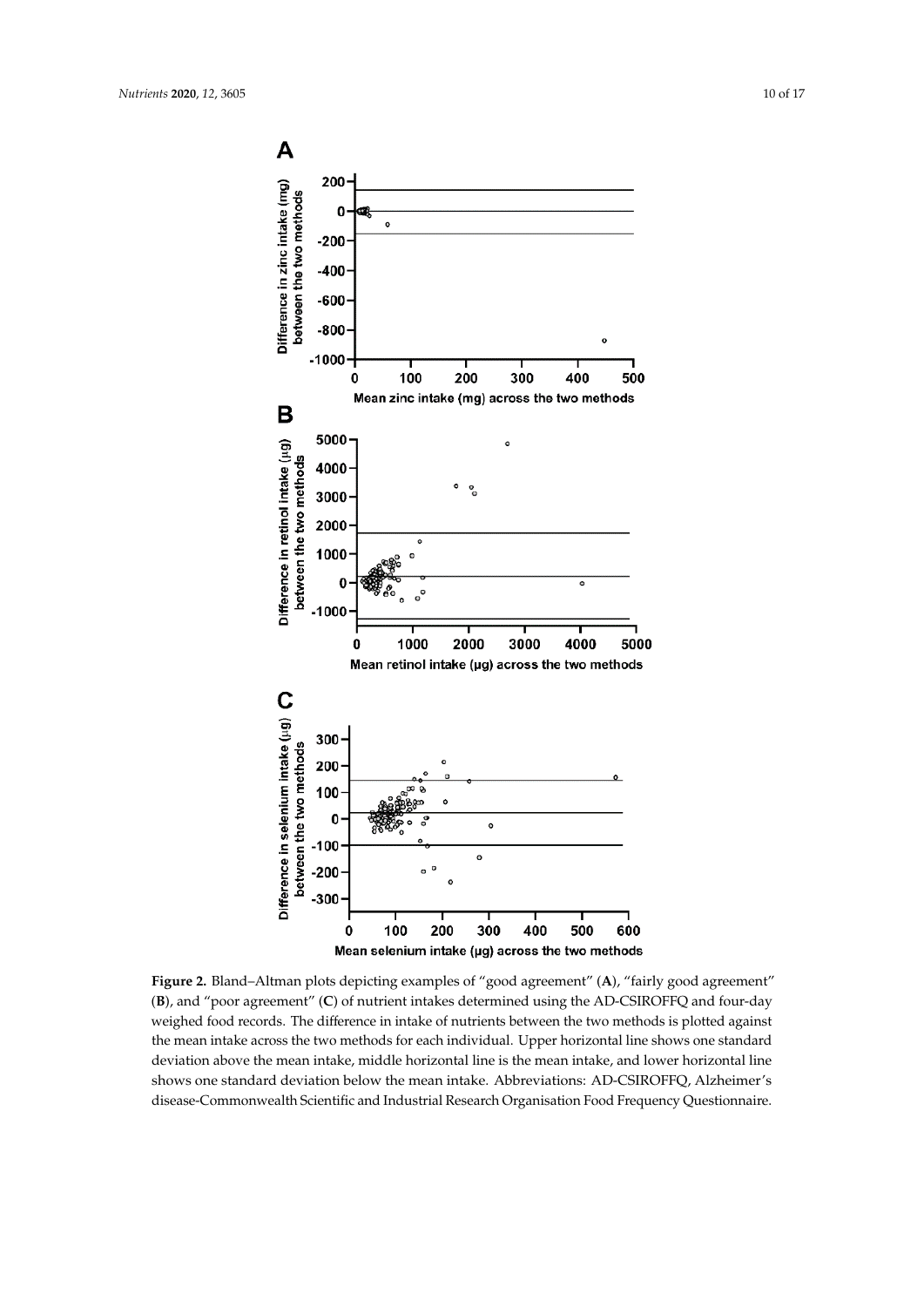**Figure 2.** Bland–Altman plots depicting examples of "good agreement" (**A**), "fairly good agreement" (**B**), and "poor agreement" (**C**) of nutrient intakes determined using the AD-CSIROFFQ and four-day weighed food records. The difference in intake of nutrients between the two methods is plotted against the mean intake across the two methods for each individual. Upper horizontal line shows one standard deviation above the mean intake, middle horizontal line is the mean intake, and lower horizontal line shows one standard deviation below the mean intake. Abbreviations: AD-CSIROFFQ, Alzheimer's disease-Commonwealth Scientific and Industrial Research Organisation Food Frequency Questionnaire.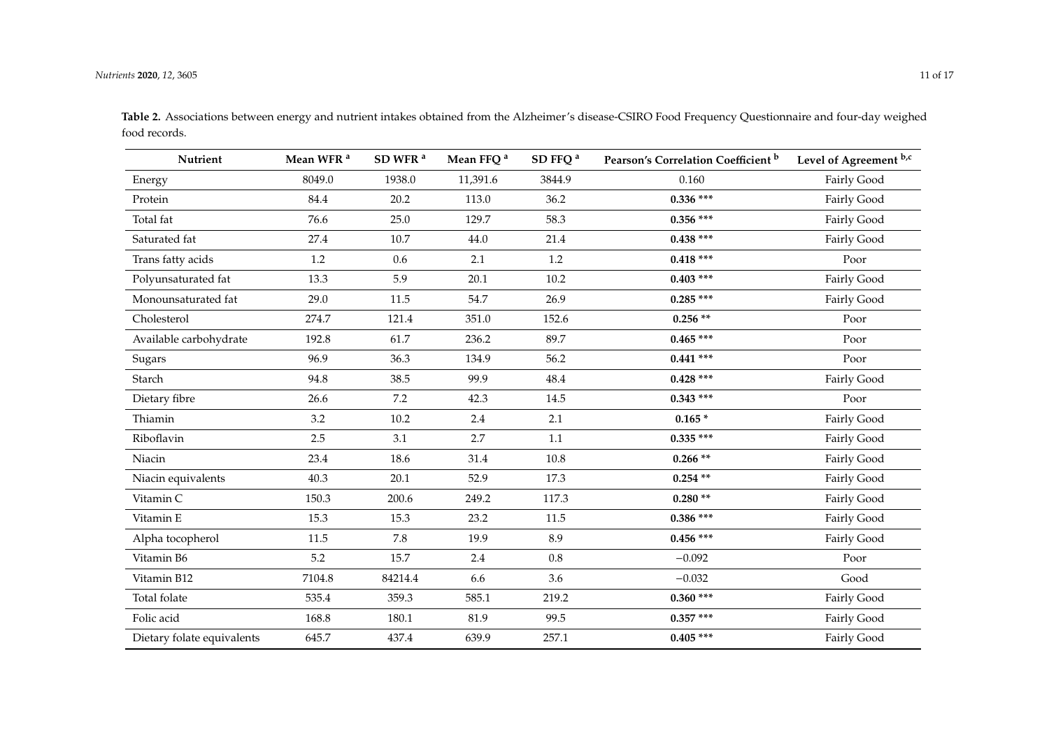**Table 2.** Associations between energy and nutrient intakes obtained from the Alzheimer's disease-CSIRO Food Frequency Questionnaire and four-day weighed food records.

| Nutrient | Mean WFR [a] | SD WFR [a] | Mean FFQ [a] | SD FFQ [a] | Pearson's Correlation Coefficient [b] | Level of Agreement [b,c] |
|---|---|---|---|---|---|---|
| Energy | 8049.0 | 1938.0 | 11,391.6 | 3844.9 | 0.160 | Fairly Good |
| Protein | 84.4 | 20.2 | 113.0 | 36.2 | **0.336** *** | Fairly Good |
| Total fat | 76.6 | 25.0 | 129.7 | 58.3 | **0.356** *** | Fairly Good |
| Saturated fat | 27.4 | 10.7 | 44.0 | 21.4 | **0.438** *** | Fairly Good |
| Trans fatty acids | 1.2 | 0.6 | 2.1 | 1.2 | **0.418** *** | Poor |
| Polyunsaturated fat | 13.3 | 5.9 | 20.1 | 10.2 | **0.403** *** | Fairly Good |
| Monounsaturated fat | 29.0 | 11.5 | 54.7 | 26.9 | **0.285** *** | Fairly Good |
| Cholesterol | 274.7 | 121.4 | 351.0 | 152.6 | **0.256** ** | Poor |
| Available carbohydrate | 192.8 | 61.7 | 236.2 | 89.7 | **0.465** *** | Poor |
| Sugars | 96.9 | 36.3 | 134.9 | 56.2 | **0.441** *** | Poor |
| Starch | 94.8 | 38.5 | 99.9 | 48.4 | **0.428** *** | Fairly Good |
| Dietary fibre | 26.6 | 7.2 | 42.3 | 14.5 | **0.343** *** | Poor |
| Thiamin | 3.2 | 10.2 | 2.4 | 2.1 | **0.165** * | Fairly Good |
| Riboflavin | 2.5 | 3.1 | 2.7 | 1.1 | **0.335** *** | Fairly Good |
| Niacin | 23.4 | 18.6 | 31.4 | 10.8 | **0.266** ** | Fairly Good |
| Niacin equivalents | 40.3 | 20.1 | 52.9 | 17.3 | **0.254** ** | Fairly Good |
| Vitamin C | 150.3 | 200.6 | 249.2 | 117.3 | **0.280** ** | Fairly Good |
| Vitamin E | 15.3 | 15.3 | 23.2 | 11.5 | **0.386** *** | Fairly Good |
| Alpha tocopherol | 11.5 | 7.8 | 19.9 | 8.9 | **0.456** *** | Fairly Good |
| Vitamin B6 | 5.2 | 15.7 | 2.4 | 0.8 | −0.092 | Poor |
| Vitamin B12 | 7104.8 | 84214.4 | 6.6 | 3.6 | −0.032 | Good |
| Total folate | 535.4 | 359.3 | 585.1 | 219.2 | **0.360** *** | Fairly Good |
| Folic acid | 168.8 | 180.1 | 81.9 | 99.5 | **0.357** *** | Fairly Good |
| Dietary folate equivalents | 645.7 | 437.4 | 639.9 | 257.1 | **0.405** *** | Fairly Good |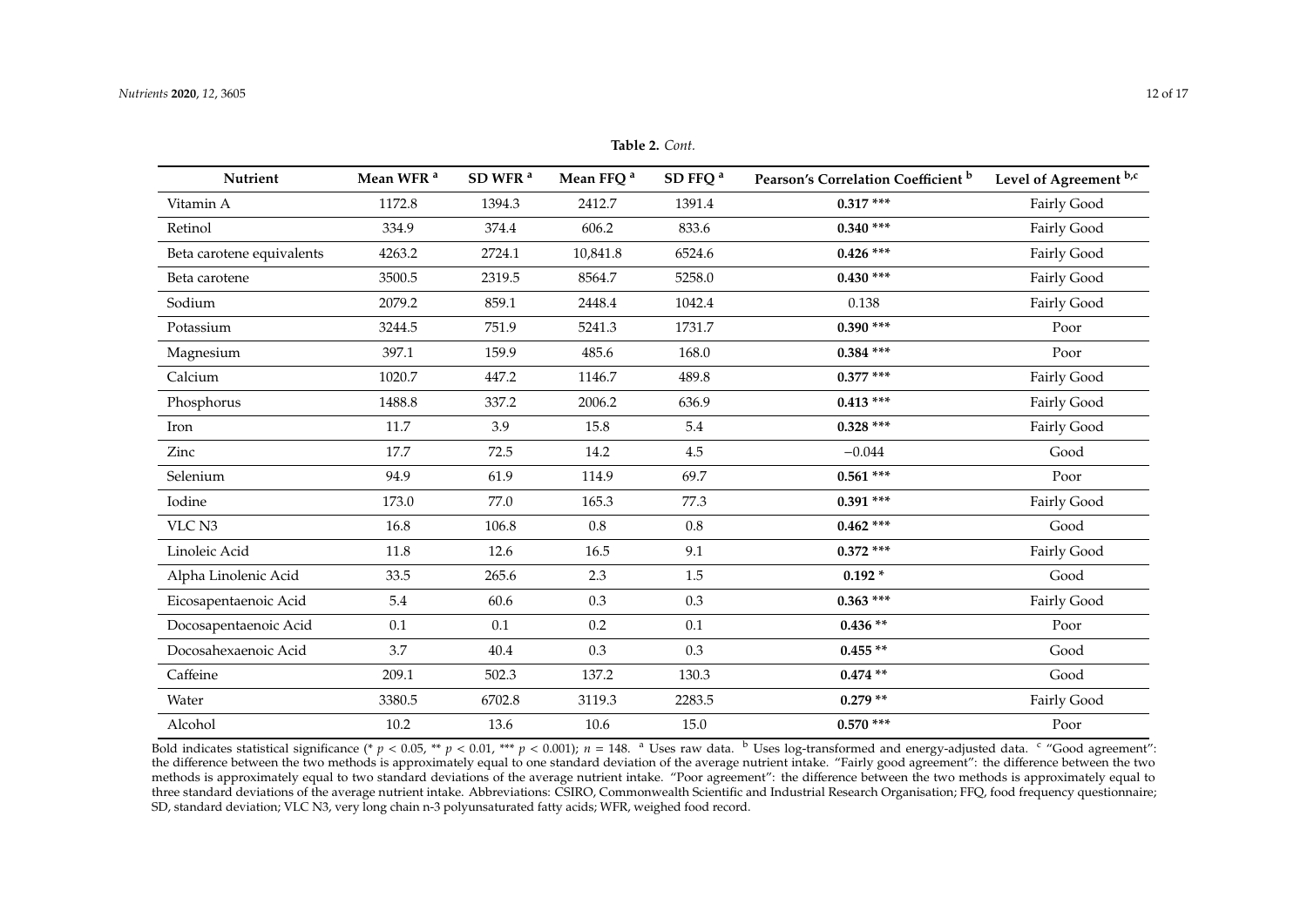**Table 2.** *Cont.*

| Nutrient | Mean WFR [a] | SD WFR [a] | Mean FFQ [a] | SD FFQ [a] | Pearson's Correlation Coefficient [b] | Level of Agreement [b,c] |
|---|---|---|---|---|---|---|
| Vitamin A | 1172.8 | 1394.3 | 2412.7 | 1391.4 | **0.317** *** | Fairly Good |
| Retinol | 334.9 | 374.4 | 606.2 | 833.6 | **0.340** *** | Fairly Good |
| Beta carotene equivalents | 4263.2 | 2724.1 | 10,841.8 | 6524.6 | **0.426** *** | Fairly Good |
| Beta carotene | 3500.5 | 2319.5 | 8564.7 | 5258.0 | **0.430** *** | Fairly Good |
| Sodium | 2079.2 | 859.1 | 2448.4 | 1042.4 | 0.138 | Fairly Good |
| Potassium | 3244.5 | 751.9 | 5241.3 | 1731.7 | **0.390** *** | Poor |
| Magnesium | 397.1 | 159.9 | 485.6 | 168.0 | **0.384** *** | Poor |
| Calcium | 1020.7 | 447.2 | 1146.7 | 489.8 | **0.377** *** | Fairly Good |
| Phosphorus | 1488.8 | 337.2 | 2006.2 | 636.9 | **0.413** *** | Fairly Good |
| Iron | 11.7 | 3.9 | 15.8 | 5.4 | **0.328** *** | Fairly Good |
| Zinc | 17.7 | 72.5 | 14.2 | 4.5 | −0.044 | Good |
| Selenium | 94.9 | 61.9 | 114.9 | 69.7 | **0.561** *** | Poor |
| Iodine | 173.0 | 77.0 | 165.3 | 77.3 | **0.391** *** | Fairly Good |
| VLC N3 | 16.8 | 106.8 | 0.8 | 0.8 | **0.462** *** | Good |
| Linoleic Acid | 11.8 | 12.6 | 16.5 | 9.1 | **0.372** *** | Fairly Good |
| Alpha Linolenic Acid | 33.5 | 265.6 | 2.3 | 1.5 | **0.192** * | Good |
| Eicosapentaenoic Acid | 5.4 | 60.6 | 0.3 | 0.3 | **0.363** *** | Fairly Good |
| Docosapentaenoic Acid | 0.1 | 0.1 | 0.2 | 0.1 | **0.436** ** | Poor |
| Docosahexaenoic Acid | 3.7 | 40.4 | 0.3 | 0.3 | **0.455** ** | Good |
| Caffeine | 209.1 | 502.3 | 137.2 | 130.3 | **0.474** ** | Good |
| Water | 3380.5 | 6702.8 | 3119.3 | 2283.5 | **0.279** ** | Fairly Good |
| Alcohol | 10.2 | 13.6 | 10.6 | 15.0 | **0.570** *** | Poor |

Bold indicates statistical significance (* $p < 0.05$, ** $p < 0.01$, *** $p < 0.001$); $n = 148$. [a] Uses raw data. [b] Uses log-transformed and energy-adjusted data. [c] "Good agreement": the difference between the two methods is approximately equal to one standard deviation of the average nutrient intake. "Fairly good agreement": the difference between the two methods is approximately equal to two standard deviations of the average nutrient intake. "Poor agreement": the difference between the two methods is approximately equal to three standard deviations of the average nutrient intake. Abbreviations: CSIRO, Commonwealth Scientific and Industrial Research Organisation; FFQ, food frequency questionnaire; SD, standard deviation; VLC N3, very long chain n-3 polyunsaturated fatty acids; WFR, weighed food record.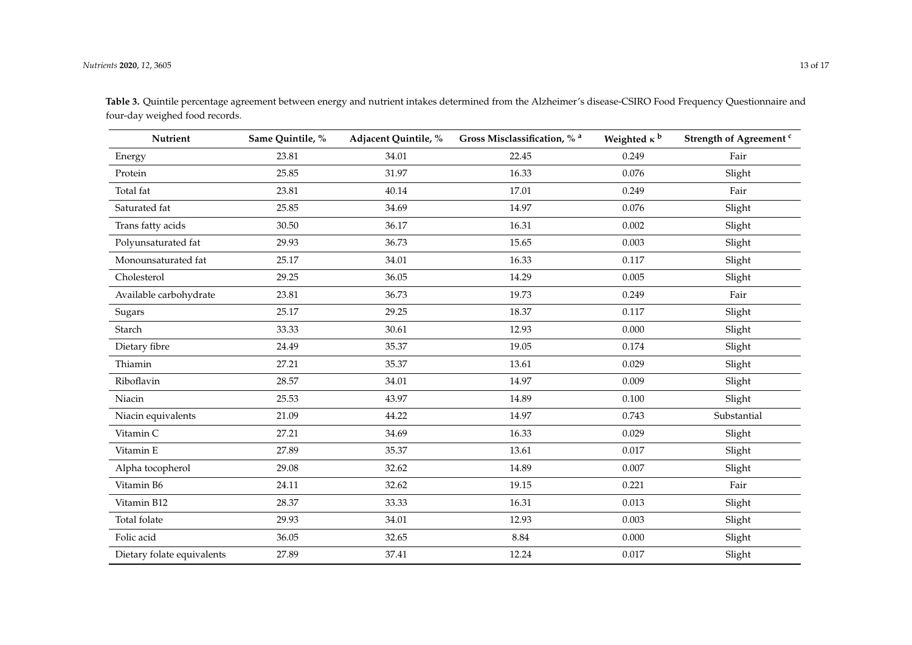**Table 3.** Quintile percentage agreement between energy and nutrient intakes determined from the Alzheimer's disease-CSIRO Food Frequency Questionnaire and four-day weighed food records.

| Nutrient | Same Quintile, % | Adjacent Quintile, % | Gross Misclassification, % [a] | Weighted κ [b] | Strength of Agreement [c] |
|---|---|---|---|---|---|
| Energy | 23.81 | 34.01 | 22.45 | 0.249 | Fair |
| Protein | 25.85 | 31.97 | 16.33 | 0.076 | Slight |
| Total fat | 23.81 | 40.14 | 17.01 | 0.249 | Fair |
| Saturated fat | 25.85 | 34.69 | 14.97 | 0.076 | Slight |
| Trans fatty acids | 30.50 | 36.17 | 16.31 | 0.002 | Slight |
| Polyunsaturated fat | 29.93 | 36.73 | 15.65 | 0.003 | Slight |
| Monounsaturated fat | 25.17 | 34.01 | 16.33 | 0.117 | Slight |
| Cholesterol | 29.25 | 36.05 | 14.29 | 0.005 | Slight |
| Available carbohydrate | 23.81 | 36.73 | 19.73 | 0.249 | Fair |
| Sugars | 25.17 | 29.25 | 18.37 | 0.117 | Slight |
| Starch | 33.33 | 30.61 | 12.93 | 0.000 | Slight |
| Dietary fibre | 24.49 | 35.37 | 19.05 | 0.174 | Slight |
| Thiamin | 27.21 | 35.37 | 13.61 | 0.029 | Slight |
| Riboflavin | 28.57 | 34.01 | 14.97 | 0.009 | Slight |
| Niacin | 25.53 | 43.97 | 14.89 | 0.100 | Slight |
| Niacin equivalents | 21.09 | 44.22 | 14.97 | 0.743 | Substantial |
| Vitamin C | 27.21 | 34.69 | 16.33 | 0.029 | Slight |
| Vitamin E | 27.89 | 35.37 | 13.61 | 0.017 | Slight |
| Alpha tocopherol | 29.08 | 32.62 | 14.89 | 0.007 | Slight |
| Vitamin B6 | 24.11 | 32.62 | 19.15 | 0.221 | Fair |
| Vitamin B12 | 28.37 | 33.33 | 16.31 | 0.013 | Slight |
| Total folate | 29.93 | 34.01 | 12.93 | 0.003 | Slight |
| Folic acid | 36.05 | 32.65 | 8.84 | 0.000 | Slight |
| Dietary folate equivalents | 27.89 | 37.41 | 12.24 | 0.017 | Slight |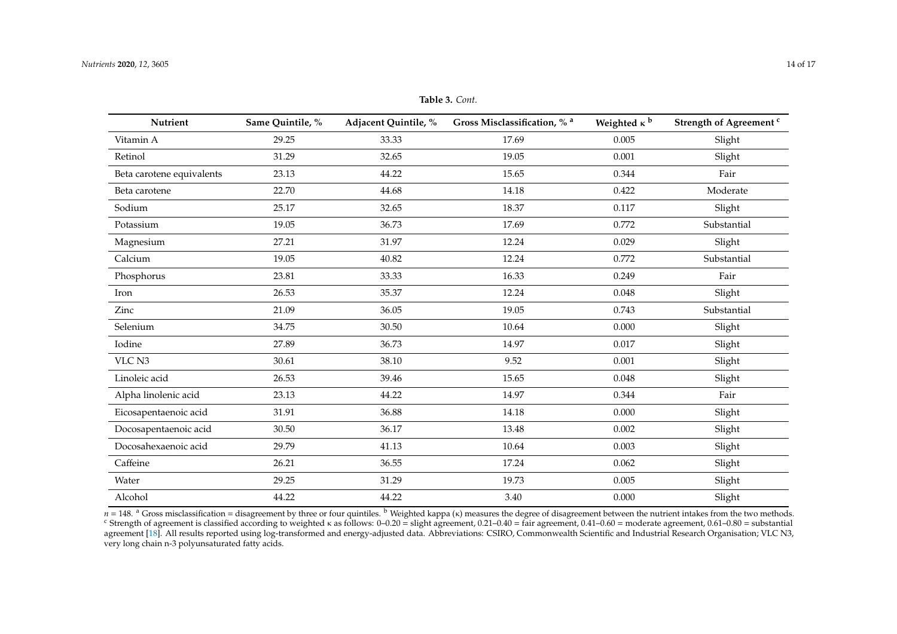**Table 3.** *Cont.*

| Nutrient | Same Quintile, % | Adjacent Quintile, % | Gross Misclassification, % [a] | Weighted κ [b] | Strength of Agreement [c] |
|---|---|---|---|---|---|
| Vitamin A | 29.25 | 33.33 | 17.69 | 0.005 | Slight |
| Retinol | 31.29 | 32.65 | 19.05 | 0.001 | Slight |
| Beta carotene equivalents | 23.13 | 44.22 | 15.65 | 0.344 | Fair |
| Beta carotene | 22.70 | 44.68 | 14.18 | 0.422 | Moderate |
| Sodium | 25.17 | 32.65 | 18.37 | 0.117 | Slight |
| Potassium | 19.05 | 36.73 | 17.69 | 0.772 | Substantial |
| Magnesium | 27.21 | 31.97 | 12.24 | 0.029 | Slight |
| Calcium | 19.05 | 40.82 | 12.24 | 0.772 | Substantial |
| Phosphorus | 23.81 | 33.33 | 16.33 | 0.249 | Fair |
| Iron | 26.53 | 35.37 | 12.24 | 0.048 | Slight |
| Zinc | 21.09 | 36.05 | 19.05 | 0.743 | Substantial |
| Selenium | 34.75 | 30.50 | 10.64 | 0.000 | Slight |
| Iodine | 27.89 | 36.73 | 14.97 | 0.017 | Slight |
| VLC N3 | 30.61 | 38.10 | 9.52 | 0.001 | Slight |
| Linoleic acid | 26.53 | 39.46 | 15.65 | 0.048 | Slight |
| Alpha linolenic acid | 23.13 | 44.22 | 14.97 | 0.344 | Fair |
| Eicosapentaenoic acid | 31.91 | 36.88 | 14.18 | 0.000 | Slight |
| Docosapentaenoic acid | 30.50 | 36.17 | 13.48 | 0.002 | Slight |
| Docosahexaenoic acid | 29.79 | 41.13 | 10.64 | 0.003 | Slight |
| Caffeine | 26.21 | 36.55 | 17.24 | 0.062 | Slight |
| Water | 29.25 | 31.29 | 19.73 | 0.005 | Slight |
| Alcohol | 44.22 | 44.22 | 3.40 | 0.000 | Slight |

$n = 148$. [a] Gross misclassification = disagreement by three or four quintiles. [b] Weighted kappa (κ) measures the degree of disagreement between the nutrient intakes from the two methods. [c] Strength of agreement is classified according to weighted κ as follows: 0–0.20 = slight agreement, 0.21–0.40 = fair agreement, 0.41–0.60 = moderate agreement, 0.61–0.80 = substantial agreement [18]. All results reported using log-transformed and energy-adjusted data. Abbreviations: CSIRO, Commonwealth Scientific and Industrial Research Organisation; VLC N3, very long chain n-3 polyunsaturated fatty acids.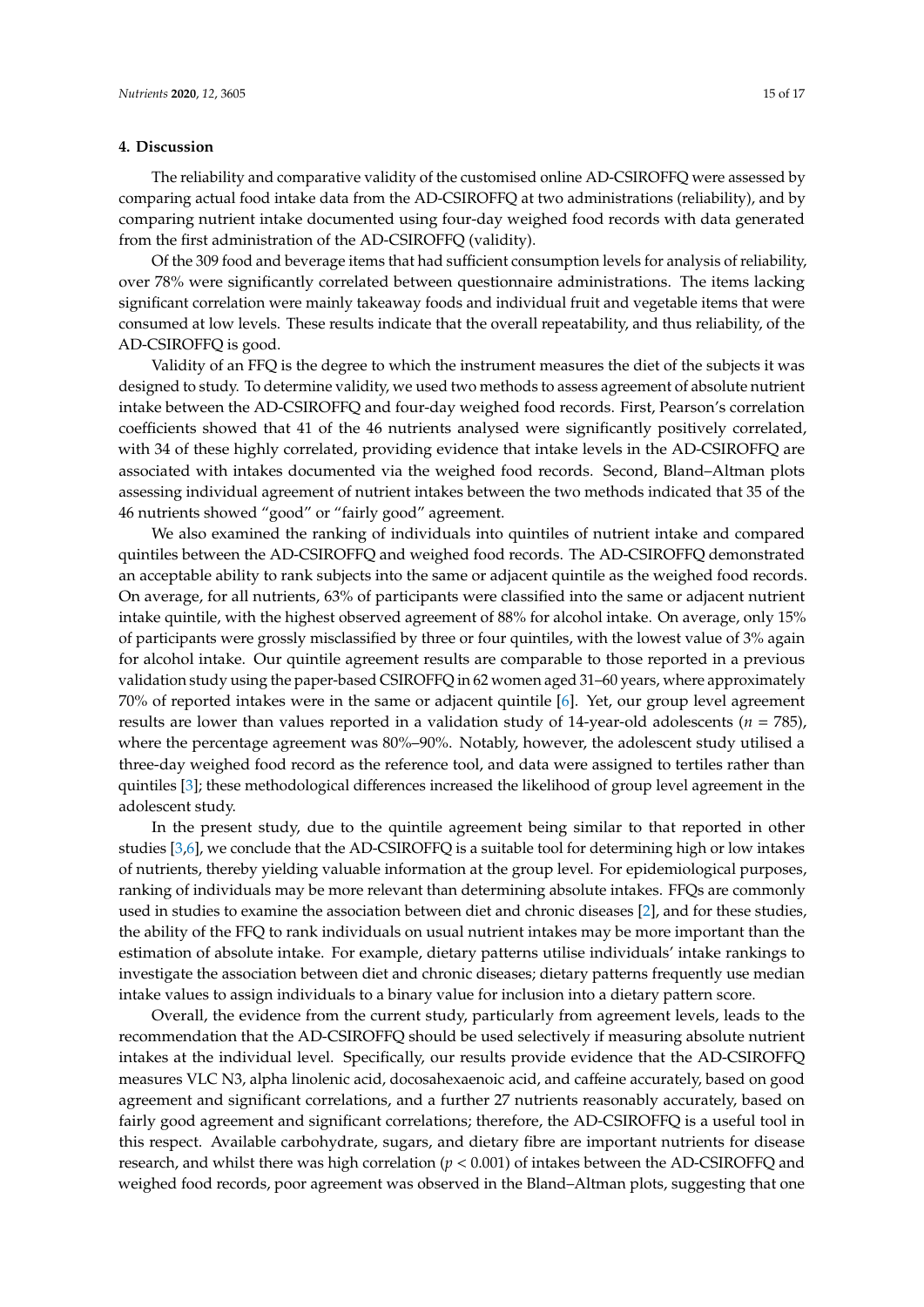## 4. Discussion

The reliability and comparative validity of the customised online AD-CSIROFFQ were assessed by comparing actual food intake data from the AD-CSIROFFQ at two administrations (reliability), and by comparing nutrient intake documented using four-day weighed food records with data generated from the first administration of the AD-CSIROFFQ (validity).

Of the 309 food and beverage items that had sufficient consumption levels for analysis of reliability, over 78% were significantly correlated between questionnaire administrations. The items lacking significant correlation were mainly takeaway foods and individual fruit and vegetable items that were consumed at low levels. These results indicate that the overall repeatability, and thus reliability, of the AD-CSIROFFQ is good.

Validity of an FFQ is the degree to which the instrument measures the diet of the subjects it was designed to study. To determine validity, we used two methods to assess agreement of absolute nutrient intake between the AD-CSIROFFQ and four-day weighed food records. First, Pearson's correlation coefficients showed that 41 of the 46 nutrients analysed were significantly positively correlated, with 34 of these highly correlated, providing evidence that intake levels in the AD-CSIROFFQ are associated with intakes documented via the weighed food records. Second, Bland–Altman plots assessing individual agreement of nutrient intakes between the two methods indicated that 35 of the 46 nutrients showed "good" or "fairly good" agreement.

We also examined the ranking of individuals into quintiles of nutrient intake and compared quintiles between the AD-CSIROFFQ and weighed food records. The AD-CSIROFFQ demonstrated an acceptable ability to rank subjects into the same or adjacent quintile as the weighed food records. On average, for all nutrients, 63% of participants were classified into the same or adjacent nutrient intake quintile, with the highest observed agreement of 88% for alcohol intake. On average, only 15% of participants were grossly misclassified by three or four quintiles, with the lowest value of 3% again for alcohol intake. Our quintile agreement results are comparable to those reported in a previous validation study using the paper-based CSIROFFQ in 62 women aged 31–60 years, where approximately 70% of reported intakes were in the same or adjacent quintile [6]. Yet, our group level agreement results are lower than values reported in a validation study of 14-year-old adolescents ($n$ = 785), where the percentage agreement was 80%–90%. Notably, however, the adolescent study utilised a three-day weighed food record as the reference tool, and data were assigned to tertiles rather than quintiles [3]; these methodological differences increased the likelihood of group level agreement in the adolescent study.

In the present study, due to the quintile agreement being similar to that reported in other studies [3,6], we conclude that the AD-CSIROFFQ is a suitable tool for determining high or low intakes of nutrients, thereby yielding valuable information at the group level. For epidemiological purposes, ranking of individuals may be more relevant than determining absolute intakes. FFQs are commonly used in studies to examine the association between diet and chronic diseases [2], and for these studies, the ability of the FFQ to rank individuals on usual nutrient intakes may be more important than the estimation of absolute intake. For example, dietary patterns utilise individuals' intake rankings to investigate the association between diet and chronic diseases; dietary patterns frequently use median intake values to assign individuals to a binary value for inclusion into a dietary pattern score.

Overall, the evidence from the current study, particularly from agreement levels, leads to the recommendation that the AD-CSIROFFQ should be used selectively if measuring absolute nutrient intakes at the individual level. Specifically, our results provide evidence that the AD-CSIROFFQ measures VLC N3, alpha linolenic acid, docosahexaenoic acid, and caffeine accurately, based on good agreement and significant correlations, and a further 27 nutrients reasonably accurately, based on fairly good agreement and significant correlations; therefore, the AD-CSIROFFQ is a useful tool in this respect. Available carbohydrate, sugars, and dietary fibre are important nutrients for disease research, and whilst there was high correlation ($p < 0.001$) of intakes between the AD-CSIROFFQ and weighed food records, poor agreement was observed in the Bland–Altman plots, suggesting that one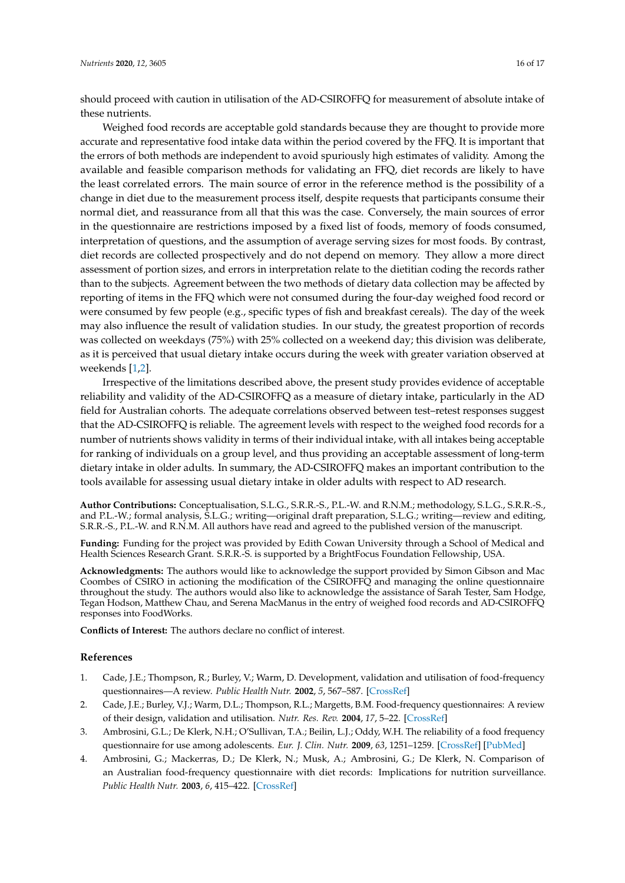should proceed with caution in utilisation of the AD-CSIROFFQ for measurement of absolute intake of these nutrients.

Weighed food records are acceptable gold standards because they are thought to provide more accurate and representative food intake data within the period covered by the FFQ. It is important that the errors of both methods are independent to avoid spuriously high estimates of validity. Among the available and feasible comparison methods for validating an FFQ, diet records are likely to have the least correlated errors. The main source of error in the reference method is the possibility of a change in diet due to the measurement process itself, despite requests that participants consume their normal diet, and reassurance from all that this was the case. Conversely, the main sources of error in the questionnaire are restrictions imposed by a fixed list of foods, memory of foods consumed, interpretation of questions, and the assumption of average serving sizes for most foods. By contrast, diet records are collected prospectively and do not depend on memory. They allow a more direct assessment of portion sizes, and errors in interpretation relate to the dietitian coding the records rather than to the subjects. Agreement between the two methods of dietary data collection may be affected by reporting of items in the FFQ which were not consumed during the four-day weighed food record or were consumed by few people (e.g., specific types of fish and breakfast cereals). The day of the week may also influence the result of validation studies. In our study, the greatest proportion of records was collected on weekdays (75%) with 25% collected on a weekend day; this division was deliberate, as it is perceived that usual dietary intake occurs during the week with greater variation observed at weekends [1,2].

Irrespective of the limitations described above, the present study provides evidence of acceptable reliability and validity of the AD-CSIROFFQ as a measure of dietary intake, particularly in the AD field for Australian cohorts. The adequate correlations observed between test–retest responses suggest that the AD-CSIROFFQ is reliable. The agreement levels with respect to the weighed food records for a number of nutrients shows validity in terms of their individual intake, with all intakes being acceptable for ranking of individuals on a group level, and thus providing an acceptable assessment of long-term dietary intake in older adults. In summary, the AD-CSIROFFQ makes an important contribution to the tools available for assessing usual dietary intake in older adults with respect to AD research.

**Author Contributions:** Conceptualisation, S.L.G., S.R.R.-S., P.L.-W. and R.N.M.; methodology, S.L.G., S.R.R.-S., and P.L.-W.; formal analysis, S.L.G.; writing—original draft preparation, S.L.G.; writing—review and editing, S.R.R.-S., P.L.-W. and R.N.M. All authors have read and agreed to the published version of the manuscript.

**Funding:** Funding for the project was provided by Edith Cowan University through a School of Medical and Health Sciences Research Grant. S.R.R.-S. is supported by a BrightFocus Foundation Fellowship, USA.

**Acknowledgments:** The authors would like to acknowledge the support provided by Simon Gibson and Mac Coombes of CSIRO in actioning the modification of the CSIROFFQ and managing the online questionnaire throughout the study. The authors would also like to acknowledge the assistance of Sarah Tester, Sam Hodge, Tegan Hodson, Matthew Chau, and Serena MacManus in the entry of weighed food records and AD-CSIROFFQ responses into FoodWorks.

**Conflicts of Interest:** The authors declare no conflict of interest.

## References

1. Cade, J.E.; Thompson, R.; Burley, V.; Warm, D. Development, validation and utilisation of food-frequency questionnaires—A review. *Public Health Nutr.* **2002**, *5*, 567–587. [CrossRef]
2. Cade, J.E.; Burley, V.J.; Warm, D.L.; Thompson, R.L.; Margetts, B.M. Food-frequency questionnaires: A review of their design, validation and utilisation. *Nutr. Res. Rev.* **2004**, *17*, 5–22. [CrossRef]
3. Ambrosini, G.L.; De Klerk, N.H.; O'Sullivan, T.A.; Beilin, L.J.; Oddy, W.H. The reliability of a food frequency questionnaire for use among adolescents. *Eur. J. Clin. Nutr.* **2009**, *63*, 1251–1259. [CrossRef] [PubMed]
4. Ambrosini, G.; Mackerras, D.; De Klerk, N.; Musk, A.; Ambrosini, G.; De Klerk, N. Comparison of an Australian food-frequency questionnaire with diet records: Implications for nutrition surveillance. *Public Health Nutr.* **2003**, *6*, 415–422. [CrossRef]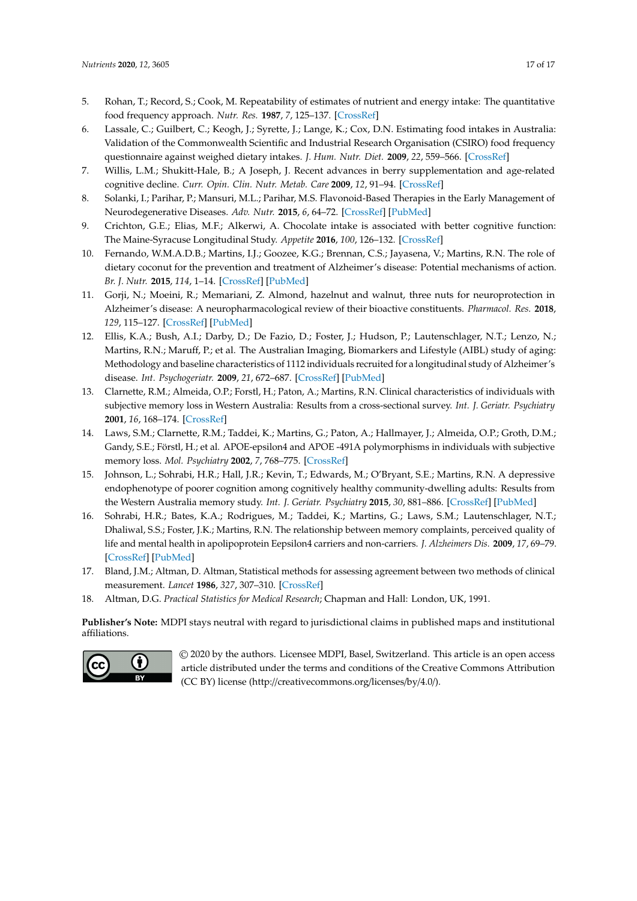5. Rohan, T.; Record, S.; Cook, M. Repeatability of estimates of nutrient and energy intake: The quantitative food frequency approach. *Nutr. Res.* **1987**, *7*, 125–137. [CrossRef]
6. Lassale, C.; Guilbert, C.; Keogh, J.; Syrette, J.; Lange, K.; Cox, D.N. Estimating food intakes in Australia: Validation of the Commonwealth Scientific and Industrial Research Organisation (CSIRO) food frequency questionnaire against weighed dietary intakes. *J. Hum. Nutr. Diet.* **2009**, *22*, 559–566. [CrossRef]
7. Willis, L.M.; Shukitt-Hale, B.; A Joseph, J. Recent advances in berry supplementation and age-related cognitive decline. *Curr. Opin. Clin. Nutr. Metab. Care* **2009**, *12*, 91–94. [CrossRef]
8. Solanki, I.; Parihar, P.; Mansuri, M.L.; Parihar, M.S. Flavonoid-Based Therapies in the Early Management of Neurodegenerative Diseases. *Adv. Nutr.* **2015**, *6*, 64–72. [CrossRef] [PubMed]
9. Crichton, G.E.; Elias, M.F.; Alkerwi, A. Chocolate intake is associated with better cognitive function: The Maine-Syracuse Longitudinal Study. *Appetite* **2016**, *100*, 126–132. [CrossRef]
10. Fernando, W.M.A.D.B.; Martins, I.J.; Goozee, K.G.; Brennan, C.S.; Jayasena, V.; Martins, R.N. The role of dietary coconut for the prevention and treatment of Alzheimer's disease: Potential mechanisms of action. *Br. J. Nutr.* **2015**, *114*, 1–14. [CrossRef] [PubMed]
11. Gorji, N.; Moeini, R.; Memariani, Z. Almond, hazelnut and walnut, three nuts for neuroprotection in Alzheimer's disease: A neuropharmacological review of their bioactive constituents. *Pharmacol. Res.* **2018**, *129*, 115–127. [CrossRef] [PubMed]
12. Ellis, K.A.; Bush, A.I.; Darby, D.; De Fazio, D.; Foster, J.; Hudson, P.; Lautenschlager, N.T.; Lenzo, N.; Martins, R.N.; Maruff, P.; et al. The Australian Imaging, Biomarkers and Lifestyle (AIBL) study of aging: Methodology and baseline characteristics of 1112 individuals recruited for a longitudinal study of Alzheimer's disease. *Int. Psychogeriatr.* **2009**, *21*, 672–687. [CrossRef] [PubMed]
13. Clarnette, R.M.; Almeida, O.P.; Forstl, H.; Paton, A.; Martins, R.N. Clinical characteristics of individuals with subjective memory loss in Western Australia: Results from a cross-sectional survey. *Int. J. Geriatr. Psychiatry* **2001**, *16*, 168–174. [CrossRef]
14. Laws, S.M.; Clarnette, R.M.; Taddei, K.; Martins, G.; Paton, A.; Hallmayer, J.; Almeida, O.P.; Groth, D.M.; Gandy, S.E.; Förstl, H.; et al. APOE-epsilon4 and APOE -491A polymorphisms in individuals with subjective memory loss. *Mol. Psychiatry* **2002**, *7*, 768–775. [CrossRef]
15. Johnson, L.; Sohrabi, H.R.; Hall, J.R.; Kevin, T.; Edwards, M.; O'Bryant, S.E.; Martins, R.N. A depressive endophenotype of poorer cognition among cognitively healthy community-dwelling adults: Results from the Western Australia memory study. *Int. J. Geriatr. Psychiatry* **2015**, *30*, 881–886. [CrossRef] [PubMed]
16. Sohrabi, H.R.; Bates, K.A.; Rodrigues, M.; Taddei, K.; Martins, G.; Laws, S.M.; Lautenschlager, N.T.; Dhaliwal, S.S.; Foster, J.K.; Martins, R.N. The relationship between memory complaints, perceived quality of life and mental health in apolipoprotein Eepsilon4 carriers and non-carriers. *J. Alzheimers Dis.* **2009**, *17*, 69–79. [CrossRef] [PubMed]
17. Bland, J.M.; Altman, D. Altman, Statistical methods for assessing agreement between two methods of clinical measurement. *Lancet* **1986**, *327*, 307–310. [CrossRef]
18. Altman, D.G. *Practical Statistics for Medical Research*; Chapman and Hall: London, UK, 1991.

**Publisher's Note:** MDPI stays neutral with regard to jurisdictional claims in published maps and institutional affiliations.

© 2020 by the authors. Licensee MDPI, Basel, Switzerland. This article is an open access article distributed under the terms and conditions of the Creative Commons Attribution (CC BY) license (http://creativecommons.org/licenses/by/4.0/).